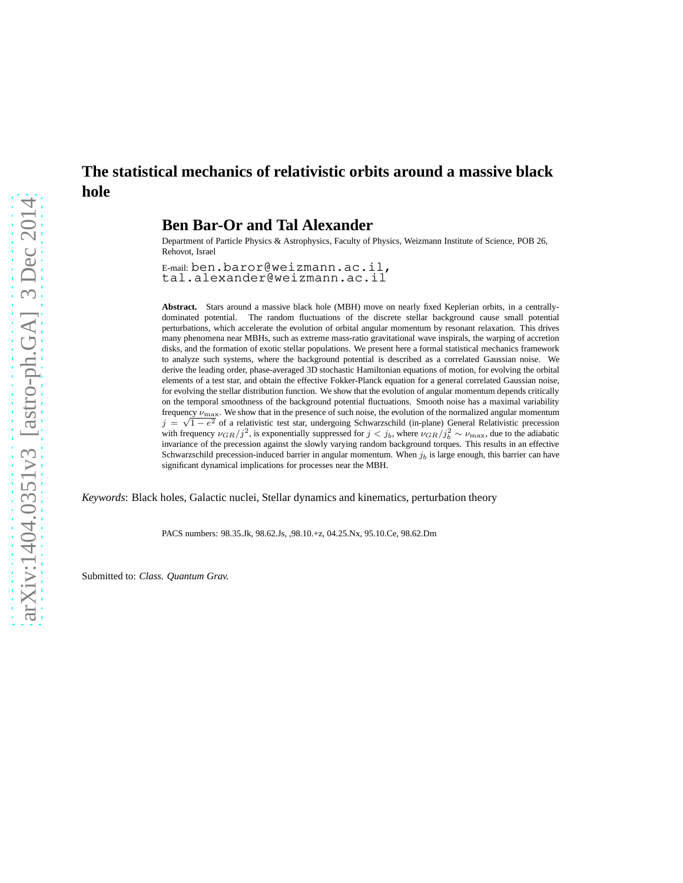# The statistical mechanics of relativistic orbits around a massive black hole

**Ben Bar-Or and Tal Alexander**

Department of Particle Physics & Astrophysics, Faculty of Physics, Weizmann Institute of Science, POB 26, Rehovot, Israel

E-mail: ben.baror@weizmann.ac.il, tal.alexander@weizmann.ac.il

**Abstract.** Stars around a massive black hole (MBH) move on nearly fixed Keplerian orbits, in a centrally-dominated potential. The random fluctuations of the discrete stellar background cause small potential perturbations, which accelerate the evolution of orbital angular momentum by resonant relaxation. This drives many phenomena near MBHs, such as extreme mass-ratio gravitational wave inspirals, the warping of accretion disks, and the formation of exotic stellar populations. We present here a formal statistical mechanics framework to analyze such systems, where the background potential is described as a correlated Gaussian noise. We derive the leading order, phase-averaged 3D stochastic Hamiltonian equations of motion, for evolving the orbital elements of a test star, and obtain the effective Fokker-Planck equation for a general correlated Gaussian noise, for evolving the stellar distribution function. We show that the evolution of angular momentum depends critically on the temporal smoothness of the background potential fluctuations. Smooth noise has a maximal variability frequency $\nu_{\max}$. We show that in the presence of such noise, the evolution of the normalized angular momentum $j=\sqrt{1-e^2}$ of a relativistic test star, undergoing Schwarzschild (in-plane) General Relativistic precession with frequency $\nu_{GR}/j^2$, is exponentially suppressed for $j<j_b$, where $\nu_{GR}/j_b^2\sim\nu_{\max}$, due to the adiabatic invariance of the precession against the slowly varying random background torques. This results in an effective Schwarzschild precession-induced barrier in angular momentum. When $j_b$ is large enough, this barrier can have significant dynamical implications for processes near the MBH.

*Keywords*: Black holes, Galactic nuclei, Stellar dynamics and kinematics, perturbation theory

PACS numbers: 98.35.Jk, 98.62.Js, ,98.10.+z, 04.25.Nx, 95.10.Ce, 98.62.Dm

Submitted to: *Class. Quantum Grav.*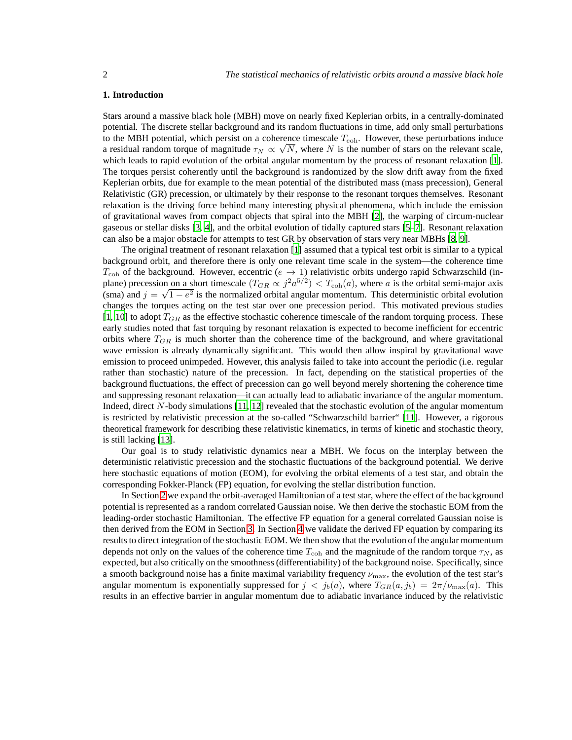## 1. Introduction

Stars around a massive black hole (MBH) move on nearly fixed Keplerian orbits, in a centrally-dominated potential. The discrete stellar background and its random fluctuations in time, add only small perturbations to the MBH potential, which persist on a coherence timescale $T_{\rm coh}$. However, these perturbations induce a residual random torque of magnitude $\tau_N \propto \sqrt{N}$, where $N$ is the number of stars on the relevant scale, which leads to rapid evolution of the orbital angular momentum by the process of resonant relaxation [1]. The torques persist coherently until the background is randomized by the slow drift away from the fixed Keplerian orbits, due for example to the mean potential of the distributed mass (mass precession), General Relativistic (GR) precession, or ultimately by their response to the resonant torques themselves. Resonant relaxation is the driving force behind many interesting physical phenomena, which include the emission of gravitational waves from compact objects that spiral into the MBH [2], the warping of circum-nuclear gaseous or stellar disks [3, 4], and the orbital evolution of tidally captured stars [5–7]. Resonant relaxation can also be a major obstacle for attempts to test GR by observation of stars very near MBHs [8, 9].

The original treatment of resonant relaxation [1] assumed that a typical test orbit is similar to a typical background orbit, and therefore there is only one relevant time scale in the system—the coherence time $T_{\rm coh}$ of the background. However, eccentric ($e \to 1$) relativistic orbits undergo rapid Schwarzschild (in-plane) precession on a short timescale ($T_{GR} \propto j^2 a^{5/2}$) $< T_{\rm coh}(a)$, where $a$ is the orbital semi-major axis (sma) and $j = \sqrt{1-e^2}$ is the normalized orbital angular momentum. This deterministic orbital evolution changes the torques acting on the test star over one precession period. This motivated previous studies [1, 10] to adopt $T_{GR}$ as the effective stochastic coherence timescale of the random torquing process. These early studies noted that fast torquing by resonant relaxation is expected to become inefficient for eccentric orbits where $T_{GR}$ is much shorter than the coherence time of the background, and where gravitational wave emission is already dynamically significant. This would then allow inspiral by gravitational wave emission to proceed unimpeded. However, this analysis failed to take into account the periodic (i.e. regular rather than stochastic) nature of the precession. In fact, depending on the statistical properties of the background fluctuations, the effect of precession can go well beyond merely shortening the coherence time and suppressing resonant relaxation—it can actually lead to adiabatic invariance of the angular momentum. Indeed, direct $N$-body simulations [11, 12] revealed that the stochastic evolution of the angular momentum is restricted by relativistic precession at the so-called "Schwarzschild barrier" [11]. However, a rigorous theoretical framework for describing these relativistic kinematics, in terms of kinetic and stochastic theory, is still lacking [13].

Our goal is to study relativistic dynamics near a MBH. We focus on the interplay between the deterministic relativistic precession and the stochastic fluctuations of the background potential. We derive here stochastic equations of motion (EOM), for evolving the orbital elements of a test star, and obtain the corresponding Fokker-Planck (FP) equation, for evolving the stellar distribution function.

In Section 2 we expand the orbit-averaged Hamiltonian of a test star, where the effect of the background potential is represented as a random correlated Gaussian noise. We then derive the stochastic EOM from the leading-order stochastic Hamiltonian. The effective FP equation for a general correlated Gaussian noise is then derived from the EOM in Section 3. In Section 4 we validate the derived FP equation by comparing its results to direct integration of the stochastic EOM. We then show that the evolution of the angular momentum depends not only on the values of the coherence time $T_{\rm coh}$ and the magnitude of the random torque $\tau_N$, as expected, but also critically on the smoothness (differentiability) of the background noise. Specifically, since a smooth background noise has a finite maximal variability frequency $\nu_{\rm max}$, the evolution of the test star's angular momentum is exponentially suppressed for $j < j_b(a)$, where $T_{GR}(a, j_b) = 2\pi/\nu_{\rm max}(a)$. This results in an effective barrier in angular momentum due to adiabatic invariance induced by the relativistic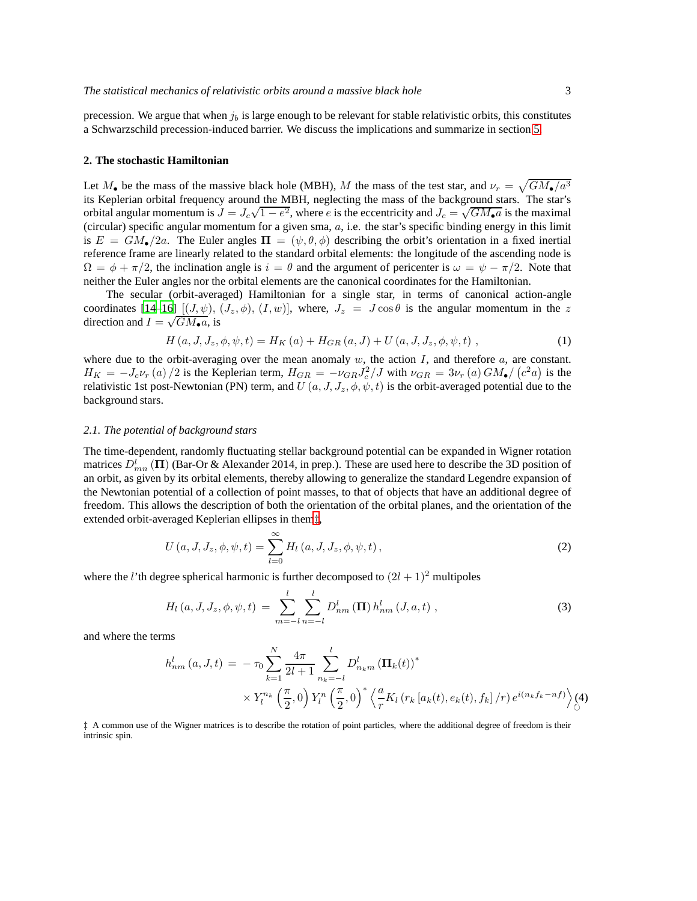precession. We argue that when $j_b$ is large enough to be relevant for stable relativistic orbits, this constitutes a Schwarzschild precession-induced barrier. We discuss the implications and summarize in section 5.

## 2. The stochastic Hamiltonian

Let $M_\bullet$ be the mass of the massive black hole (MBH), $M$ the mass of the test star, and $\nu_r = \sqrt{GM_\bullet/a^3}$ its Keplerian orbital frequency around the MBH, neglecting the mass of the background stars. The star's orbital angular momentum is $J = J_c\sqrt{1-e^2}$, where $e$ is the eccentricity and $J_c = \sqrt{GM_\bullet a}$ is the maximal (circular) specific angular momentum for a given sma, $a$, i.e. the star's specific binding energy in this limit is $E = GM_\bullet/2a$. The Euler angles $\mathbf{\Pi} = (\psi, \theta, \phi)$ describing the orbit's orientation in a fixed inertial reference frame are linearly related to the standard orbital elements: the longitude of the ascending node is $\Omega = \phi + \pi/2$, the inclination angle is $i = \theta$ and the argument of pericenter is $\omega = \psi - \pi/2$. Note that neither the Euler angles nor the orbital elements are the canonical coordinates for the Hamiltonian.

The secular (orbit-averaged) Hamiltonian for a single star, in terms of canonical action-angle coordinates [14–16] $[(J,\psi), (J_z,\phi), (I,w)]$, where, $J_z = J\cos\theta$ is the angular momentum in the $z$ direction and $I = \sqrt{GM_\bullet a}$, is

$$H(a, J, J_z, \phi, \psi, t) = H_K(a) + H_{GR}(a, J) + U(a, J, J_z, \phi, \psi, t)\ , \tag{1}$$

where due to the orbit-averaging over the mean anomaly $w$, the action $I$, and therefore $a$, are constant. $H_K = -J_c\nu_r(a)/2$ is the Keplerian term, $H_{GR} = -\nu_{GR}J_c^2/J$ with $\nu_{GR} = 3\nu_r(a)\,GM_\bullet/\left(c^2 a\right)$ is the relativistic 1st post-Newtonian (PN) term, and $U(a, J, J_z, \phi, \psi, t)$ is the orbit-averaged potential due to the background stars.

### *2.1. The potential of background stars*

The time-dependent, randomly fluctuating stellar background potential can be expanded in Wigner rotation matrices $D^l_{mn}(\mathbf{\Pi})$ (Bar-Or & Alexander 2014, in prep.). These are used here to describe the 3D position of an orbit, as given by its orbital elements, thereby allowing to generalize the standard Legendre expansion of the Newtonian potential of a collection of point masses, to that of objects that have an additional degree of freedom. This allows the description of both the orientation of the orbital planes, and the orientation of the extended orbit-averaged Keplerian ellipses in them‡,

$$U(a, J, J_z, \phi, \psi, t) = \sum_{l=0}^{\infty} H_l(a, J, J_z, \phi, \psi, t)\,, \tag{2}$$

where the $l$'th degree spherical harmonic is further decomposed to $(2l+1)^2$ multipoles

$$H_l(a, J, J_z, \phi, \psi, t) = \sum_{m=-l}^{l}\sum_{n=-l}^{l} D^l_{nm}(\mathbf{\Pi})\,h^l_{nm}(J, a, t)\ , \tag{3}$$

and where the terms

$$h^l_{nm}(a, J, t) = -\tau_0 \sum_{k=1}^{N} \frac{4\pi}{2l+1} \sum_{n_k=-l}^{l} D^l_{n_k m}\left(\mathbf{\Pi}_k(t)\right)^* \times Y^{n_k}_l\left(\frac{\pi}{2}, 0\right) Y^n_l\left(\frac{\pi}{2}, 0\right)^* \left\langle \frac{a}{r} K_l\left(r_k\left[a_k(t), e_k(t), f_k\right]/r\right) e^{i(n_k f_k - n f)}\right\rangle_{\circlearrowleft} \tag{4}$$

‡ A common use of the Wigner matrices is to describe the rotation of point particles, where the additional degree of freedom is their intrinsic spin.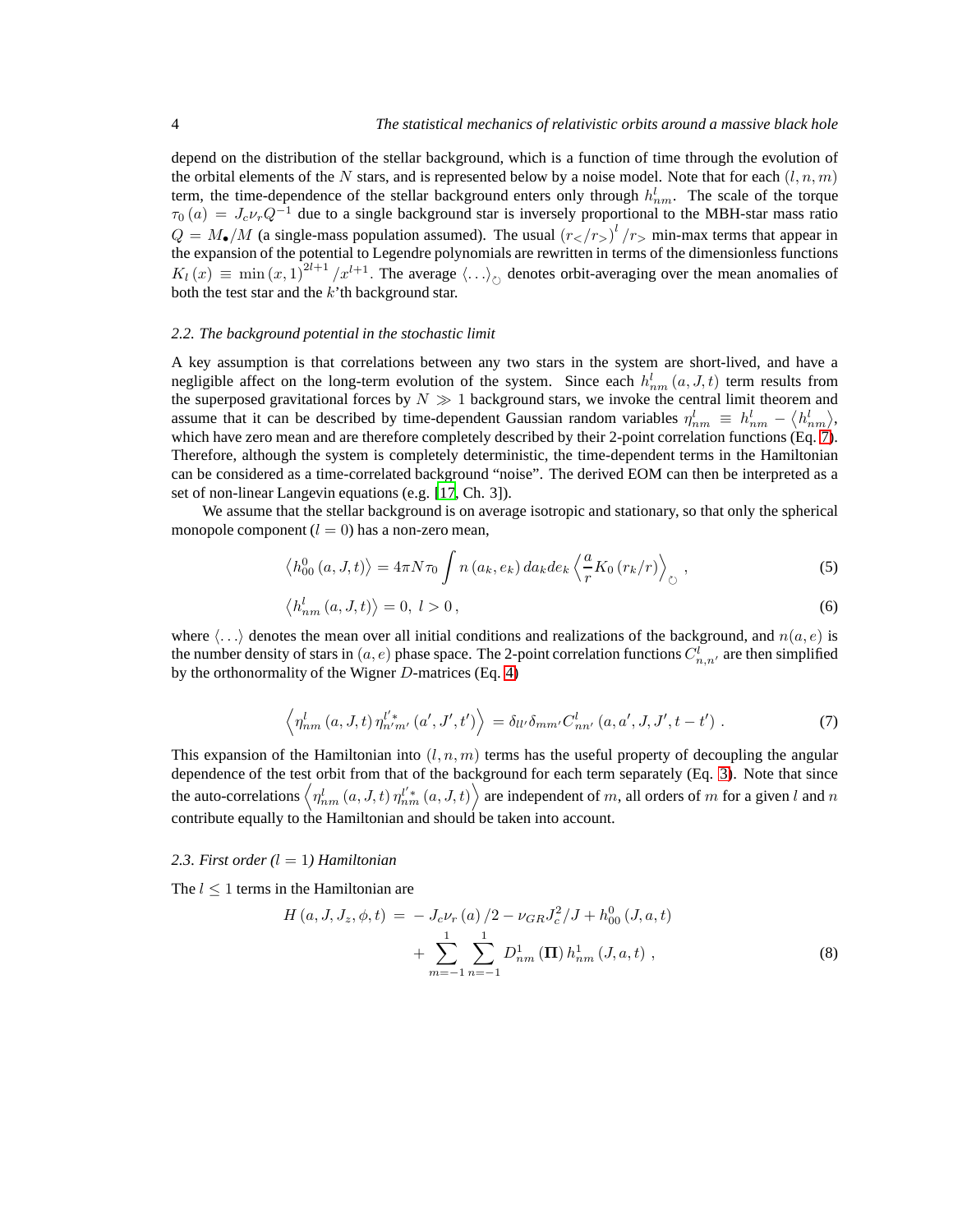depend on the distribution of the stellar background, which is a function of time through the evolution of the orbital elements of the $N$ stars, and is represented below by a noise model. Note that for each $(l, n, m)$ term, the time-dependence of the stellar background enters only through $h^l_{nm}$. The scale of the torque $\tau_0(a) = J_c \nu_r Q^{-1}$ due to a single background star is inversely proportional to the MBH-star mass ratio $Q = M_\bullet / M$ (a single-mass population assumed). The usual $(r_</r_>)^l / r_>$ min-max terms that appear in the expansion of the potential to Legendre polynomials are rewritten in terms of the dimensionless functions $K_l(x) \equiv \min(x, 1)^{2l+1} / x^{l+1}$. The average $\langle \ldots \rangle_\circlearrowleft$ denotes orbit-averaging over the mean anomalies of both the test star and the $k$'th background star.

### 2.2. The background potential in the stochastic limit

A key assumption is that correlations between any two stars in the system are short-lived, and have a negligible affect on the long-term evolution of the system. Since each $h^l_{nm}(a, J, t)$ term results from the superposed gravitational forces by $N \gg 1$ background stars, we invoke the central limit theorem and assume that it can be described by time-dependent Gaussian random variables $\eta^l_{nm} \equiv h^l_{nm} - \langle h^l_{nm} \rangle$, which have zero mean and are therefore completely described by their 2-point correlation functions (Eq. 7). Therefore, although the system is completely deterministic, the time-dependent terms in the Hamiltonian can be considered as a time-correlated background "noise". The derived EOM can then be interpreted as a set of non-linear Langevin equations (e.g. [17, Ch. 3]).

We assume that the stellar background is on average isotropic and stationary, so that only the spherical monopole component ($l = 0$) has a non-zero mean,

$$\left\langle h^0_{00}(a, J, t) \right\rangle = 4\pi N \tau_0 \int n(a_k, e_k)\, da_k de_k \left\langle \frac{a}{r} K_0(r_k/r) \right\rangle_\circlearrowleft , \tag{5}$$

$$\left\langle h^l_{nm}(a, J, t) \right\rangle = 0,\ l > 0 , \tag{6}$$

where $\langle \ldots \rangle$ denotes the mean over all initial conditions and realizations of the background, and $n(a, e)$ is the number density of stars in $(a, e)$ phase space. The 2-point correlation functions $C^l_{n,n'}$ are then simplified by the orthonormality of the Wigner $D$-matrices (Eq. 4)

$$\left\langle \eta^l_{nm}(a, J, t)\, \eta^{l'*}_{n'm'}(a', J', t') \right\rangle = \delta_{ll'} \delta_{mm'} C^l_{nn'}(a, a', J, J', t - t') . \tag{7}$$

This expansion of the Hamiltonian into $(l, n, m)$ terms has the useful property of decoupling the angular dependence of the test orbit from that of the background for each term separately (Eq. 3). Note that since the auto-correlations $\left\langle \eta^l_{nm}(a, J, t)\, \eta^{l'*}_{nm}(a, J, t) \right\rangle$ are independent of $m$, all orders of $m$ for a given $l$ and $n$ contribute equally to the Hamiltonian and should be taken into account.

### 2.3. First order ($l = 1$) Hamiltonian

The $l \leq 1$ terms in the Hamiltonian are

$$\begin{aligned} H(a, J, J_z, \phi, t) \;=&\; -J_c \nu_r(a)/2 - \nu_{GR} J_c^2 / J + h^0_{00}(J, a, t) \\ &+ \sum_{m=-1}^{1} \sum_{n=-1}^{1} D^1_{nm}(\mathbf{\Pi})\, h^1_{nm}(J, a, t) , \end{aligned} \tag{8}$$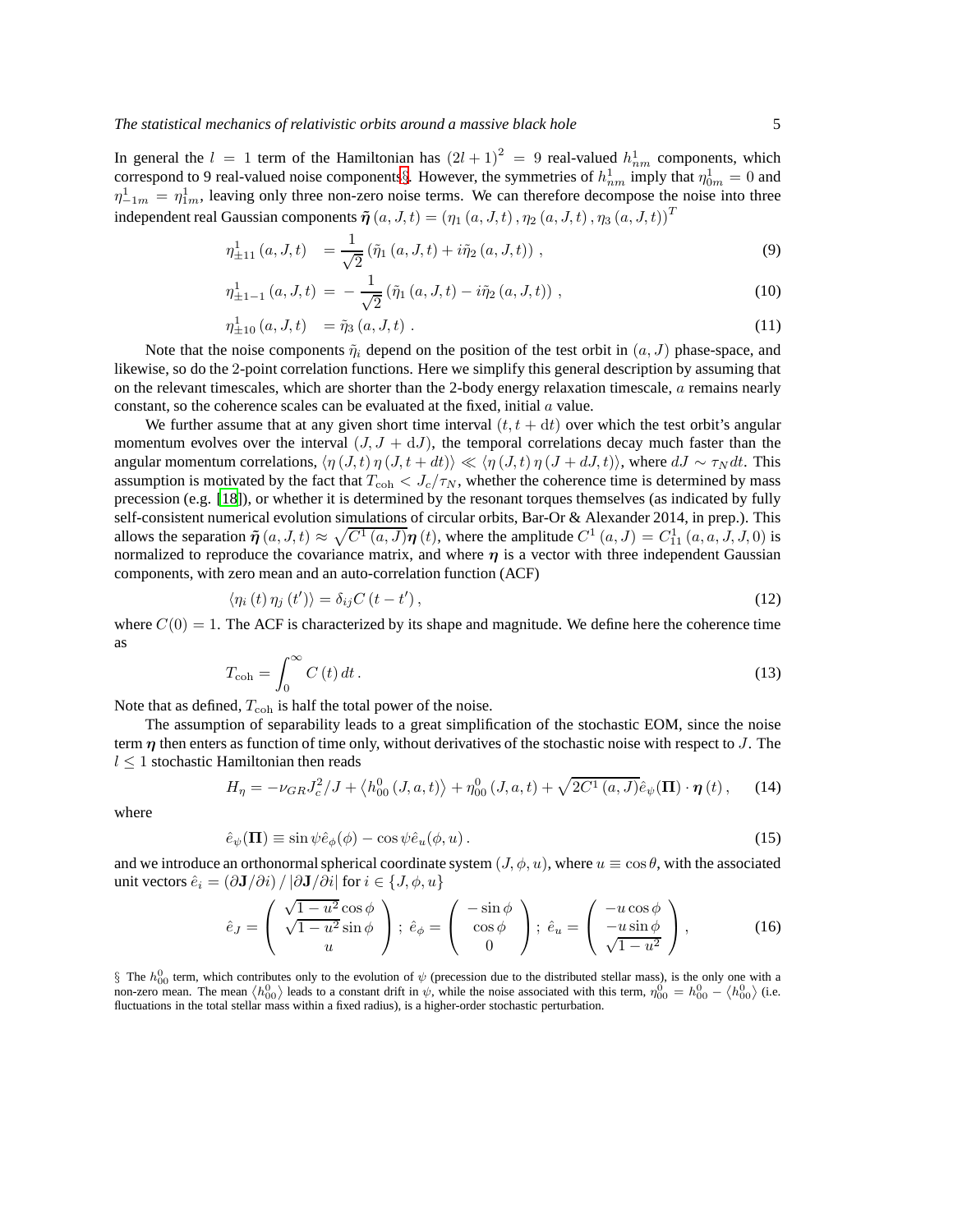In general the $l = 1$ term of the Hamiltonian has $(2l+1)^2 = 9$ real-valued $h^1_{nm}$ components, which correspond to 9 real-valued noise components§. However, the symmetries of $h^1_{nm}$ imply that $\eta^1_{0m} = 0$ and $\eta^1_{-1m} = \eta^1_{1m}$, leaving only three non-zero noise terms. We can therefore decompose the noise into three independent real Gaussian components $\tilde{\boldsymbol{\eta}}(a, J, t) = (\eta_1(a, J, t), \eta_2(a, J, t), \eta_3(a, J, t))^T$

$$\eta^1_{\pm 11}(a, J, t) = \frac{1}{\sqrt{2}}\left(\tilde{\eta}_1(a, J, t) + i\tilde{\eta}_2(a, J, t)\right), \tag{9}$$

$$\eta^1_{\pm 1-1}(a, J, t) = -\frac{1}{\sqrt{2}}\left(\tilde{\eta}_1(a, J, t) - i\tilde{\eta}_2(a, J, t)\right), \tag{10}$$

$$\eta^1_{\pm 10}(a, J, t) = \tilde{\eta}_3(a, J, t). \tag{11}$$

Note that the noise components $\tilde{\eta}_i$ depend on the position of the test orbit in $(a, J)$ phase-space, and likewise, so do the 2-point correlation functions. Here we simplify this general description by assuming that on the relevant timescales, which are shorter than the 2-body energy relaxation timescale, $a$ remains nearly constant, so the coherence scales can be evaluated at the fixed, initial $a$ value.

We further assume that at any given short time interval $(t, t + \mathrm{d}t)$ over which the test orbit's angular momentum evolves over the interval $(J, J + \mathrm{d}J)$, the temporal correlations decay much faster than the angular momentum correlations, $\langle \eta(J, t)\, \eta(J, t + dt)\rangle \ll \langle \eta(J, t)\, \eta(J + dJ, t)\rangle$, where $dJ \sim \tau_N dt$. This assumption is motivated by the fact that $T_{\mathrm{coh}} < J_c/\tau_N$, whether the coherence time is determined by mass precession (e.g. [18]), or whether it is determined by the resonant torques themselves (as indicated by fully self-consistent numerical evolution simulations of circular orbits, Bar-Or & Alexander 2014, in prep.). This allows the separation $\tilde{\boldsymbol{\eta}}(a, J, t) \approx \sqrt{C^1(a, J)}\boldsymbol{\eta}(t)$, where the amplitude $C^1(a, J) = C^1_{11}(a, a, J, J, 0)$ is normalized to reproduce the covariance matrix, and where $\boldsymbol{\eta}$ is a vector with three independent Gaussian components, with zero mean and an auto-correlation function (ACF)

$$\langle \eta_i(t)\, \eta_j(t')\rangle = \delta_{ij} C(t - t'), \tag{12}$$

where $C(0) = 1$. The ACF is characterized by its shape and magnitude. We define here the coherence time as

$$T_{\mathrm{coh}} = \int_0^\infty C(t)\, dt. \tag{13}$$

Note that as defined, $T_{\mathrm{coh}}$ is half the total power of the noise.

The assumption of separability leads to a great simplification of the stochastic EOM, since the noise term $\boldsymbol{\eta}$ then enters as function of time only, without derivatives of the stochastic noise with respect to $J$. The $l \leq 1$ stochastic Hamiltonian then reads

$$H_\eta = -\nu_{GR} J_c^2/J + \left\langle h^0_{00}(J, a, t)\right\rangle + \eta^0_{00}(J, a, t) + \sqrt{2C^1(a, J)}\hat{e}_\psi(\boldsymbol{\Pi}) \cdot \boldsymbol{\eta}(t), \tag{14}$$

where

$$\hat{e}_\psi(\boldsymbol{\Pi}) \equiv \sin\psi \hat{e}_\phi(\phi) - \cos\psi \hat{e}_u(\phi, u). \tag{15}$$

and we introduce an orthonormal spherical coordinate system $(J, \phi, u)$, where $u \equiv \cos\theta$, with the associated unit vectors $\hat{e}_i = (\partial \mathbf{J}/\partial i) / |\partial \mathbf{J}/\partial i|$ for $i \in \{J, \phi, u\}$

$$\hat{e}_J = \begin{pmatrix} \sqrt{1-u^2}\cos\phi \\ \sqrt{1-u^2}\sin\phi \\ u \end{pmatrix};\ \hat{e}_\phi = \begin{pmatrix} -\sin\phi \\ \cos\phi \\ 0 \end{pmatrix};\ \hat{e}_u = \begin{pmatrix} -u\cos\phi \\ -u\sin\phi \\ \sqrt{1-u^2} \end{pmatrix}, \tag{16}$$

§ The $h^0_{00}$ term, which contributes only to the evolution of $\psi$ (precession due to the distributed stellar mass), is the only one with a non-zero mean. The mean $\langle h^0_{00}\rangle$ leads to a constant drift in $\psi$, while the noise associated with this term, $\eta^0_{00} = h^0_{00} - \langle h^0_{00}\rangle$ (i.e. fluctuations in the total stellar mass within a fixed radius), is a higher-order stochastic perturbation.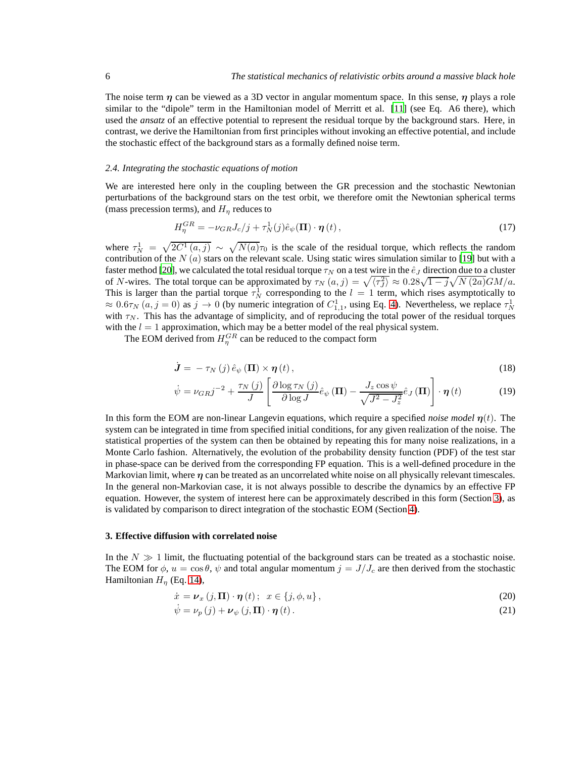The noise term $\boldsymbol{\eta}$ can be viewed as a 3D vector in angular momentum space. In this sense, $\boldsymbol{\eta}$ plays a role similar to the "dipole" term in the Hamiltonian model of Merritt et al. [11] (see Eq. A6 there), which used the *ansatz* of an effective potential to represent the residual torque by the background stars. Here, in contrast, we derive the Hamiltonian from first principles without invoking an effective potential, and include the stochastic effect of the background stars as a formally defined noise term.

### 2.4. Integrating the stochastic equations of motion

We are interested here only in the coupling between the GR precession and the stochastic Newtonian perturbations of the background stars on the test orbit, we therefore omit the Newtonian spherical terms (mass precession terms), and $H_\eta$ reduces to

$$H_\eta^{GR} = -\nu_{GR} J_c/j + \tau_N^1(j)\hat{e}_\psi(\boldsymbol{\Pi}) \cdot \boldsymbol{\eta}(t)\,, \tag{17}$$

where $\tau_N^1 = \sqrt{2C^1(a,j)} \sim \sqrt{N(a)}\tau_0$ is the scale of the residual torque, which reflects the random contribution of the $N(a)$ stars on the relevant scale. Using static wires simulation similar to [19] but with a faster method [20], we calculated the total residual torque $\tau_N$ on a test wire in the $\hat{e}_J$ direction due to a cluster of $N$-wires. The total torque can be approximated by $\tau_N(a,j) = \sqrt{\langle\tau_J^2\rangle} \approx 0.28\sqrt{1-j}\sqrt{N(2a)}GM/a$. This is larger than the partial torque $\tau_N^1$ corresponding to the $l=1$ term, which rises asymptotically to $\approx 0.6\tau_N(a, j=0)$ as $j \to 0$ (by numeric integration of $C_{1,1}^1$, using Eq. 4). Nevertheless, we replace $\tau_N^1$ with $\tau_N$. This has the advantage of simplicity, and of reproducing the total power of the residual torques with the $l=1$ approximation, which may be a better model of the real physical system.

The EOM derived from $H_\eta^{GR}$ can be reduced to the compact form

$$\dot{\boldsymbol{J}} = -\tau_N(j)\,\hat{e}_\psi(\boldsymbol{\Pi}) \times \boldsymbol{\eta}(t)\,, \tag{18}$$

$$\dot{\psi} = \nu_{GR} j^{-2} + \frac{\tau_N(j)}{J}\left[\frac{\partial \log \tau_N(j)}{\partial \log J}\hat{e}_\psi(\boldsymbol{\Pi}) - \frac{J_z \cos\psi}{\sqrt{J^2 - J_z^2}}\hat{e}_J(\boldsymbol{\Pi})\right] \cdot \boldsymbol{\eta}(t) \tag{19}$$

In this form the EOM are non-linear Langevin equations, which require a specified *noise model* $\boldsymbol{\eta}(t)$. The system can be integrated in time from specified initial conditions, for any given realization of the noise. The statistical properties of the system can then be obtained by repeating this for many noise realizations, in a Monte Carlo fashion. Alternatively, the evolution of the probability density function (PDF) of the test star in phase-space can be derived from the corresponding FP equation. This is a well-defined procedure in the Markovian limit, where $\boldsymbol{\eta}$ can be treated as an uncorrelated white noise on all physically relevant timescales. In the general non-Markovian case, it is not always possible to describe the dynamics by an effective FP equation. However, the system of interest here can be approximately described in this form (Section 3), as is validated by comparison to direct integration of the stochastic EOM (Section 4).

## 3. Effective diffusion with correlated noise

In the $N \gg 1$ limit, the fluctuating potential of the background stars can be treated as a stochastic noise. The EOM for $\phi$, $u = \cos\theta$, $\psi$ and total angular momentum $j = J/J_c$ are then derived from the stochastic Hamiltonian $H_\eta$ (Eq. 14),

$$\dot{x} = \boldsymbol{\nu}_x(j, \boldsymbol{\Pi}) \cdot \boldsymbol{\eta}(t)\,;\quad x \in \{j, \phi, u\}\,, \tag{20}$$

$$\dot{\psi} = \nu_p(j) + \boldsymbol{\nu}_\psi(j, \boldsymbol{\Pi}) \cdot \boldsymbol{\eta}(t)\,. \tag{21}$$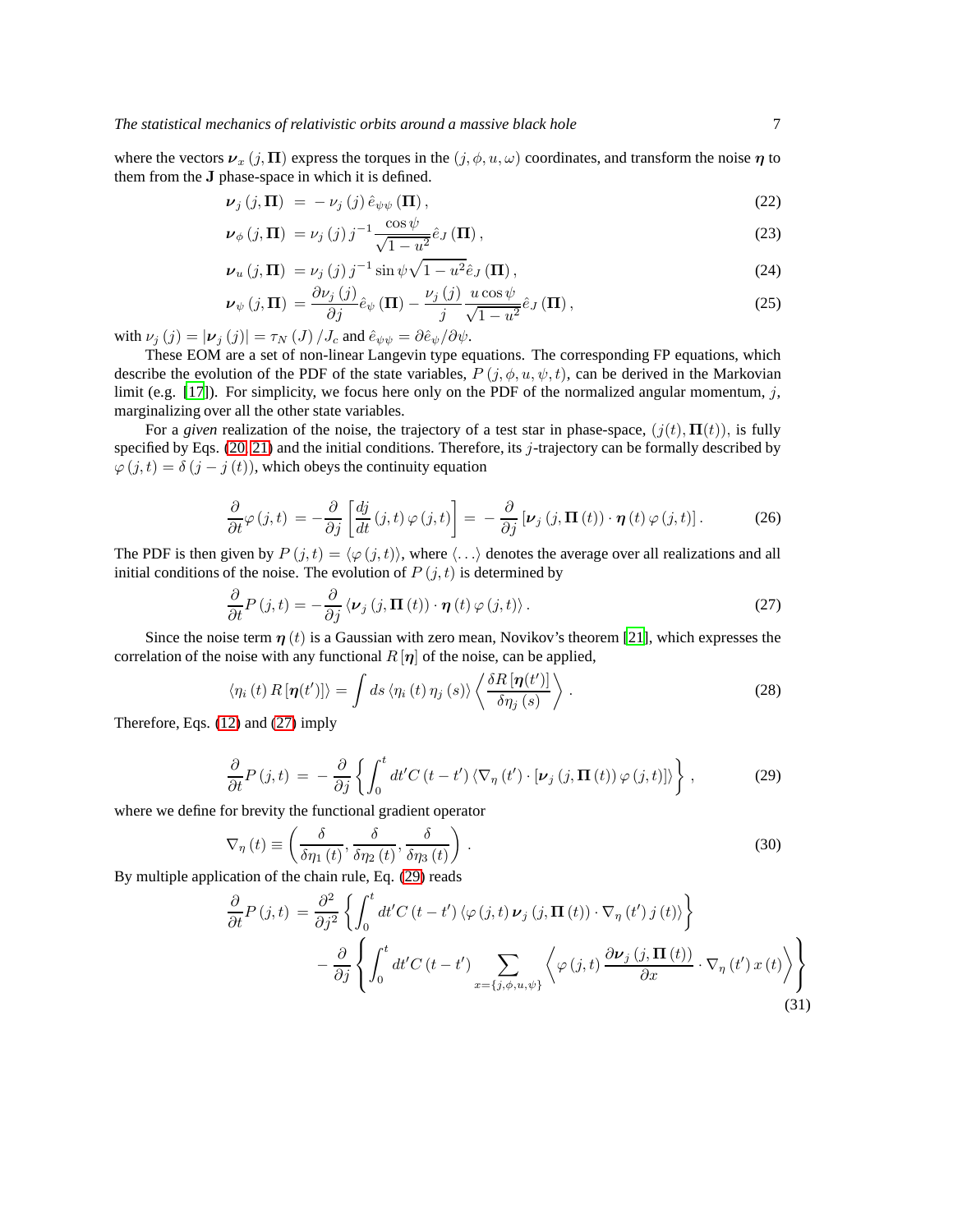where the vectors $\boldsymbol{\nu}_x(j, \boldsymbol{\Pi})$ express the torques in the $(j, \phi, u, \omega)$ coordinates, and transform the noise $\boldsymbol{\eta}$ to them from the $\mathbf{J}$ phase-space in which it is defined.

$$\boldsymbol{\nu}_j(j, \boldsymbol{\Pi}) = -\nu_j(j)\,\hat{e}_{\psi\psi}(\boldsymbol{\Pi}), \tag{22}$$

$$\boldsymbol{\nu}_\phi(j, \boldsymbol{\Pi}) = \nu_j(j)\,j^{-1}\frac{\cos\psi}{\sqrt{1-u^2}}\hat{e}_J(\boldsymbol{\Pi}), \tag{23}$$

$$\boldsymbol{\nu}_u(j, \boldsymbol{\Pi}) = \nu_j(j)\,j^{-1}\sin\psi\sqrt{1-u^2}\,\hat{e}_J(\boldsymbol{\Pi}), \tag{24}$$

$$\boldsymbol{\nu}_\psi(j, \boldsymbol{\Pi}) = \frac{\partial\nu_j(j)}{\partial j}\hat{e}_\psi(\boldsymbol{\Pi}) - \frac{\nu_j(j)}{j}\frac{u\cos\psi}{\sqrt{1-u^2}}\hat{e}_J(\boldsymbol{\Pi}), \tag{25}$$

with $\nu_j(j) = |\boldsymbol{\nu}_j(j)| = \tau_N(J)/J_c$ and $\hat{e}_{\psi\psi} = \partial\hat{e}_\psi/\partial\psi$.

These EOM are a set of non-linear Langevin type equations. The corresponding FP equations, which describe the evolution of the PDF of the state variables, $P(j, \phi, u, \psi, t)$, can be derived in the Markovian limit (e.g. [17]). For simplicity, we focus here only on the PDF of the normalized angular momentum, $j$, marginalizing over all the other state variables.

For a *given* realization of the noise, the trajectory of a test star in phase-space, $(j(t), \boldsymbol{\Pi}(t))$, is fully specified by Eqs. (20, 21) and the initial conditions. Therefore, its $j$-trajectory can be formally described by $\varphi(j,t) = \delta(j - j(t))$, which obeys the continuity equation

$$\frac{\partial}{\partial t}\varphi(j,t) = -\frac{\partial}{\partial j}\left[\frac{dj}{dt}(j,t)\,\varphi(j,t)\right] = -\frac{\partial}{\partial j}\left[\boldsymbol{\nu}_j(j, \boldsymbol{\Pi}(t))\cdot\boldsymbol{\eta}(t)\,\varphi(j,t)\right]. \tag{26}$$

The PDF is then given by $P(j,t) = \langle\varphi(j,t)\rangle$, where $\langle\ldots\rangle$ denotes the average over all realizations and all initial conditions of the noise. The evolution of $P(j,t)$ is determined by

$$\frac{\partial}{\partial t}P(j,t) = -\frac{\partial}{\partial j}\left\langle\boldsymbol{\nu}_j(j, \boldsymbol{\Pi}(t))\cdot\boldsymbol{\eta}(t)\,\varphi(j,t)\right\rangle. \tag{27}$$

Since the noise term $\boldsymbol{\eta}(t)$ is a Gaussian with zero mean, Novikov's theorem [21], which expresses the correlation of the noise with any functional $R[\boldsymbol{\eta}]$ of the noise, can be applied,

$$\langle\eta_i(t)\,R[\boldsymbol{\eta}(t')]\rangle = \int ds\,\langle\eta_i(t)\,\eta_j(s)\rangle\left\langle\frac{\delta R[\boldsymbol{\eta}(t')]}{\delta\eta_j(s)}\right\rangle. \tag{28}$$

Therefore, Eqs. (12) and (27) imply

$$\frac{\partial}{\partial t}P(j,t) = -\frac{\partial}{\partial j}\left\{\int_0^t dt' C(t-t')\left\langle\nabla_\eta(t')\cdot\left[\boldsymbol{\nu}_j(j, \boldsymbol{\Pi}(t))\,\varphi(j,t)\right]\right\rangle\right\}, \tag{29}$$

where we define for brevity the functional gradient operator

$$\nabla_\eta(t) \equiv \left(\frac{\delta}{\delta\eta_1(t)}, \frac{\delta}{\delta\eta_2(t)}, \frac{\delta}{\delta\eta_3(t)}\right). \tag{30}$$

By multiple application of the chain rule, Eq. (29) reads

$$\begin{aligned}\frac{\partial}{\partial t}P(j,t) = &\frac{\partial^2}{\partial j^2}\left\{\int_0^t dt' C(t-t')\left\langle\varphi(j,t)\,\boldsymbol{\nu}_j(j, \boldsymbol{\Pi}(t))\cdot\nabla_\eta(t')\,j(t)\right\rangle\right\} \\ &-\frac{\partial}{\partial j}\left\{\int_0^t dt' C(t-t')\sum_{x=\{j,\phi,u,\psi\}}\left\langle\varphi(j,t)\,\frac{\partial\boldsymbol{\nu}_j(j, \boldsymbol{\Pi}(t))}{\partial x}\cdot\nabla_\eta(t')\,x(t)\right\rangle\right\}\end{aligned} \tag{31}$$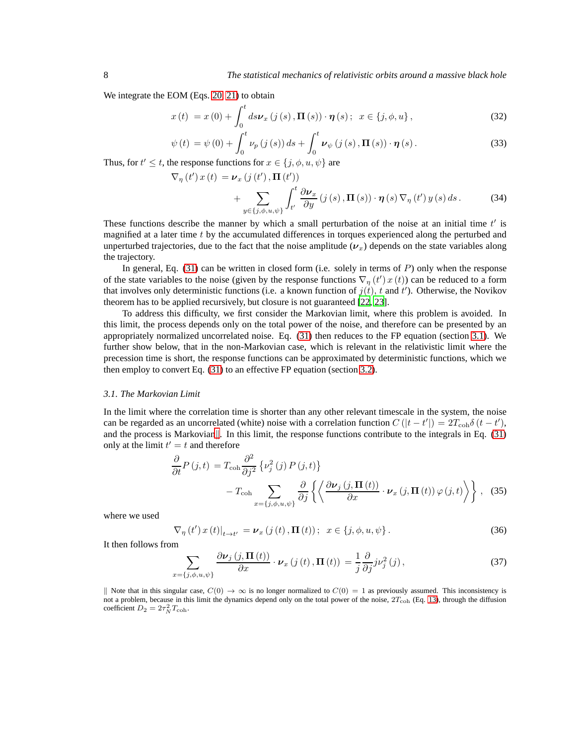We integrate the EOM (Eqs. 20, 21) to obtain

$$x(t) = x(0) + \int_0^t ds \boldsymbol{\nu}_x(j(s), \boldsymbol{\Pi}(s)) \cdot \boldsymbol{\eta}(s); \quad x \in \{j, \phi, u\}, \tag{32}$$

$$\psi(t) = \psi(0) + \int_0^t \nu_p(j(s)) ds + \int_0^t \boldsymbol{\nu}_\psi(j(s), \boldsymbol{\Pi}(s)) \cdot \boldsymbol{\eta}(s). \tag{33}$$

Thus, for $t' \leq t$, the response functions for $x \in \{j, \phi, u, \psi\}$ are

$$\nabla_\eta(t') x(t) = \boldsymbol{\nu}_x(j(t'), \boldsymbol{\Pi}(t')) + \sum_{y \in \{j,\phi,u,\psi\}} \int_{t'}^t \frac{\partial \boldsymbol{\nu}_x}{\partial y}(j(s), \boldsymbol{\Pi}(s)) \cdot \boldsymbol{\eta}(s) \nabla_\eta(t') y(s) ds. \tag{34}$$

These functions describe the manner by which a small perturbation of the noise at an initial time $t'$ is magnified at a later time $t$ by the accumulated differences in torques experienced along the perturbed and unperturbed trajectories, due to the fact that the noise amplitude ($\boldsymbol{\nu}_x$) depends on the state variables along the trajectory.

In general, Eq. (31) can be written in closed form (i.e. solely in terms of $P$) only when the response of the state variables to the noise (given by the response functions $\nabla_\eta(t') x(t)$) can be reduced to a form that involves only deterministic functions (i.e. a known function of $j(t)$, $t$ and $t'$). Otherwise, the Novikov theorem has to be applied recursively, but closure is not guaranteed [22, 23].

To address this difficulty, we first consider the Markovian limit, where this problem is avoided. In this limit, the process depends only on the total power of the noise, and therefore can be presented by an appropriately normalized uncorrelated noise. Eq. (31) then reduces to the FP equation (section 3.1). We further show below, that in the non-Markovian case, which is relevant in the relativistic limit where the precession time is short, the response functions can be approximated by deterministic functions, which we then employ to convert Eq. (31) to an effective FP equation (section 3.2).

### 3.1. The Markovian Limit

In the limit where the correlation time is shorter than any other relevant timescale in the system, the noise can be regarded as an uncorrelated (white) noise with a correlation function $C(|t - t'|) = 2T_{\mathrm{coh}}\delta(t - t')$, and the process is Markovian‖. In this limit, the response functions contribute to the integrals in Eq. (31) only at the limit $t' = t$ and therefore

$$\frac{\partial}{\partial t} P(j,t) = T_{\mathrm{coh}} \frac{\partial^2}{\partial j^2} \left\{ \nu_j^2(j) P(j,t) \right\} - T_{\mathrm{coh}} \sum_{x = \{j,\phi,u,\psi\}} \frac{\partial}{\partial j} \left\{ \left\langle \frac{\partial \boldsymbol{\nu}_j(j, \boldsymbol{\Pi}(t))}{\partial x} \cdot \boldsymbol{\nu}_x(j, \boldsymbol{\Pi}(t)) \varphi(j,t) \right\rangle \right\}, \tag{35}$$

where we used

$$\nabla_\eta(t') x(t)|_{t \to t'} = \boldsymbol{\nu}_x(j(t), \boldsymbol{\Pi}(t)); \quad x \in \{j, \phi, u, \psi\}. \tag{36}$$

It then follows from

$$\sum_{x = \{j,\phi,u,\psi\}} \frac{\partial \boldsymbol{\nu}_j(j, \boldsymbol{\Pi}(t))}{\partial x} \cdot \boldsymbol{\nu}_x(j(t), \boldsymbol{\Pi}(t)) = \frac{1}{j} \frac{\partial}{\partial j} j \nu_j^2(j), \tag{37}$$

‖ Note that in this singular case, $C(0) \to \infty$ is no longer normalized to $C(0) = 1$ as previously assumed. This inconsistency is not a problem, because in this limit the dynamics depend only on the total power of the noise, $2T_{\mathrm{coh}}$ (Eq. 13), through the diffusion coefficient $D_2 = 2\tau_N^2 T_{\mathrm{coh}}$.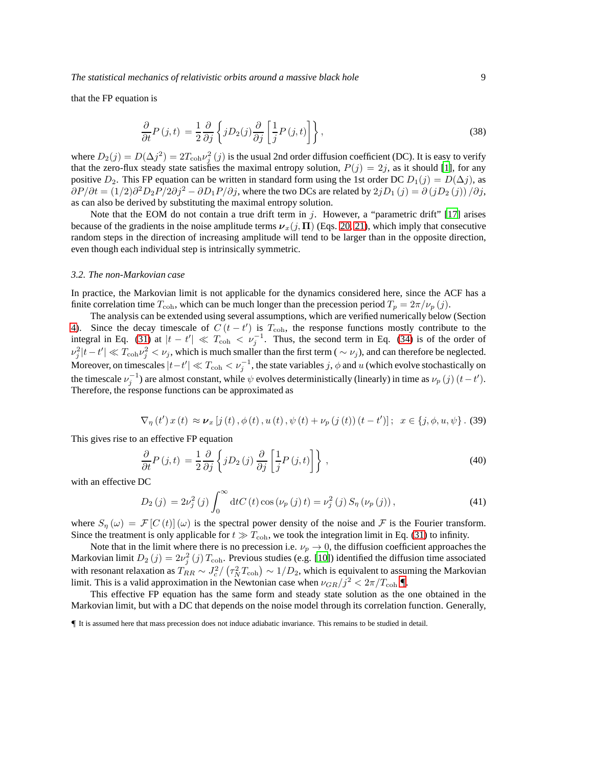that the FP equation is

$$\frac{\partial}{\partial t}P\left(j,t\right) = \frac{1}{2}\frac{\partial}{\partial j}\left\{jD_2(j)\frac{\partial}{\partial j}\left[\frac{1}{j}P\left(j,t\right)\right]\right\}, \tag{38}$$

where $D_2(j) = D(\Delta j^2) = 2T_{\rm coh}\nu_j^2\left(j\right)$ is the usual 2nd order diffusion coefficient (DC). It is easy to verify that the zero-flux steady state satisfies the maximal entropy solution, $P(j) = 2j$, as it should [1], for any positive $D_2$. This FP equation can be written in standard form using the 1st order DC $D_1(j) = D(\Delta j)$, as $\partial P/\partial t = (1/2)\partial^2 D_2 P/2\partial j^2 - \partial D_1 P/\partial j$, where the two DCs are related by $2jD_1\left(j\right) = \partial\left(jD_2\left(j\right)\right)/\partial j$, as can also be derived by substituting the maximal entropy solution.

Note that the EOM do not contain a true drift term in $j$. However, a "parametric drift" [17] arises because of the gradients in the noise amplitude terms $\boldsymbol{\nu}_x(j,\mathbf{\Pi})$ (Eqs. 20, 21), which imply that consecutive random steps in the direction of increasing amplitude will tend to be larger than in the opposite direction, even though each individual step is intrinsically symmetric.

### 3.2. The non-Markovian case

In practice, the Markovian limit is not applicable for the dynamics considered here, since the ACF has a finite correlation time $T_{\rm coh}$, which can be much longer than the precession period $T_p = 2\pi/\nu_p\left(j\right)$.

The analysis can be extended using several assumptions, which are verified numerically below (Section 4). Since the decay timescale of $C\left(t-t'\right)$ is $T_{\rm coh}$, the response functions mostly contribute to the integral in Eq. (31) at $|t-t'| \ll T_{\rm coh} < \nu_j^{-1}$. Thus, the second term in Eq. (34) is of the order of $\nu_j^2|t-t'| \ll T_{\rm coh}\nu_j^2 < \nu_j$, which is much smaller than the first term ( $\sim \nu_j$), and can therefore be neglected. Moreover, on timescales $|t-t'| \ll T_{\rm coh} < \nu_j^{-1}$, the state variables $j$, $\phi$ and $u$ (which evolve stochastically on the timescale $\nu_j^{-1}$) are almost constant, while $\psi$ evolves deterministically (linearly) in time as $\nu_p\left(j\right)(t-t')$. Therefore, the response functions can be approximated as

$$\nabla_\eta\left(t'\right)x\left(t\right) \approx \boldsymbol{\nu}_x\left[j\left(t\right),\phi\left(t\right),u\left(t\right),\psi\left(t\right)+\nu_p\left(j\left(t\right)\right)\left(t-t'\right)\right];\;\; x\in\left\{j,\phi,u,\psi\right\}. \tag{39}$$

This gives rise to an effective FP equation

$$\frac{\partial}{\partial t}P\left(j,t\right) = \frac{1}{2}\frac{\partial}{\partial j}\left\{jD_2\left(j\right)\frac{\partial}{\partial j}\left[\frac{1}{j}P\left(j,t\right)\right]\right\}, \tag{40}$$

with an effective DC

$$D_2\left(j\right) = 2\nu_j^2\left(j\right)\int_0^\infty {\rm d}tC\left(t\right)\cos\left(\nu_p\left(j\right)t\right) = \nu_j^2\left(j\right)S_\eta\left(\nu_p\left(j\right)\right), \tag{41}$$

where $S_\eta\left(\omega\right) = \mathcal{F}\left[C\left(t\right)\right]\left(\omega\right)$ is the spectral power density of the noise and $\mathcal{F}$ is the Fourier transform. Since the treatment is only applicable for $t \gg T_{\rm coh}$, we took the integration limit in Eq. (31) to infinity.

Note that in the limit where there is no precession i.e. $\nu_p \to 0$, the diffusion coefficient approaches the Markovian limit $D_2\left(j\right) = 2\nu_j^2\left(j\right)T_{\rm coh}$. Previous studies (e.g. [10]) identified the diffusion time associated with resonant relaxation as $T_{RR} \sim J_c^2/\left(\tau_N^2 T_{\rm coh}\right) \sim 1/D_2$, which is equivalent to assuming the Markovian limit. This is a valid approximation in the Newtonian case when $\nu_{GR}/j^2 < 2\pi/T_{\rm coh}$ ¶.

This effective FP equation has the same form and steady state solution as the one obtained in the Markovian limit, but with a DC that depends on the noise model through its correlation function. Generally,

¶ It is assumed here that mass precession does not induce adiabatic invariance. This remains to be studied in detail.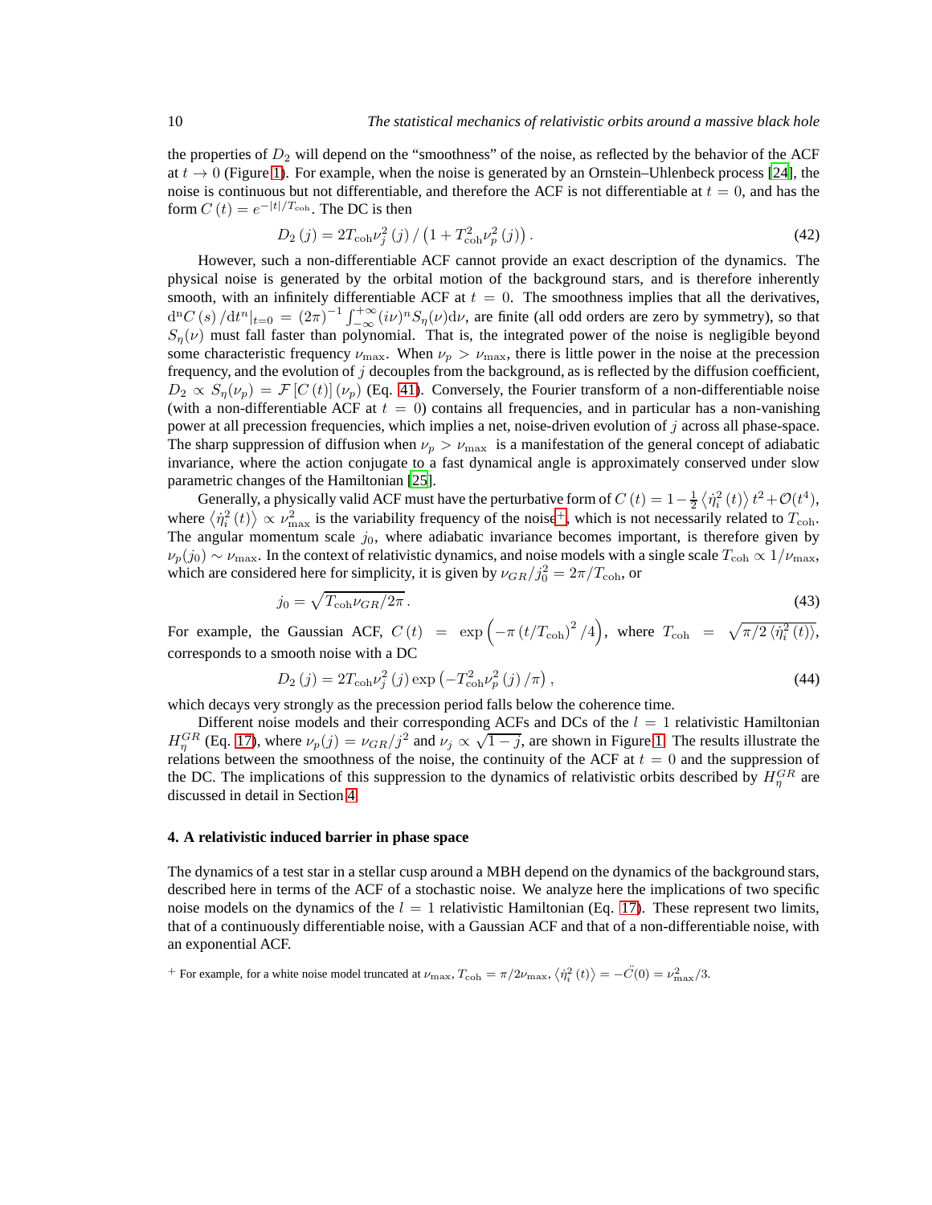the properties of $D_2$ will depend on the "smoothness" of the noise, as reflected by the behavior of the ACF at $t \to 0$ (Figure 1). For example, when the noise is generated by an Ornstein–Uhlenbeck process [24], the noise is continuous but not differentiable, and therefore the ACF is not differentiable at $t = 0$, and has the form $C(t) = e^{-|t|/T_{\rm coh}}$. The DC is then

$$D_2(j) = 2T_{\rm coh}\nu_j^2(j) / \left(1 + T_{\rm coh}^2 \nu_p^2(j)\right). \tag{42}$$

However, such a non-differentiable ACF cannot provide an exact description of the dynamics. The physical noise is generated by the orbital motion of the background stars, and is therefore inherently smooth, with an infinitely differentiable ACF at $t = 0$. The smoothness implies that all the derivatives, $\mathrm{d}^n C(s)/\mathrm{d}t^n|_{t=0} = (2\pi)^{-1}\int_{-\infty}^{+\infty}(i\nu)^n S_\eta(\nu)\mathrm{d}\nu$, are finite (all odd orders are zero by symmetry), so that $S_\eta(\nu)$ must fall faster than polynomial. That is, the integrated power of the noise is negligible beyond some characteristic frequency $\nu_{\max}$. When $\nu_p > \nu_{\max}$, there is little power in the noise at the precession frequency, and the evolution of $j$ decouples from the background, as is reflected by the diffusion coefficient, $D_2 \propto S_\eta(\nu_p) = \mathcal{F}[C(t)](\nu_p)$ (Eq. 41). Conversely, the Fourier transform of a non-differentiable noise (with a non-differentiable ACF at $t = 0$) contains all frequencies, and in particular has a non-vanishing power at all precession frequencies, which implies a net, noise-driven evolution of $j$ across all phase-space. The sharp suppression of diffusion when $\nu_p > \nu_{\max}$ is a manifestation of the general concept of adiabatic invariance, where the action conjugate to a fast dynamical angle is approximately conserved under slow parametric changes of the Hamiltonian [25].

Generally, a physically valid ACF must have the perturbative form of $C(t) = 1 - \frac{1}{2}\left\langle \dot{\eta}_i^2(t)\right\rangle t^2 + \mathcal{O}(t^4)$, where $\left\langle \dot{\eta}_i^2(t)\right\rangle \propto \nu_{\max}^2$ is the variability frequency of the noise[+], which is not necessarily related to $T_{\rm coh}$. The angular momentum scale $j_0$, where adiabatic invariance becomes important, is therefore given by $\nu_p(j_0) \sim \nu_{\max}$. In the context of relativistic dynamics, and noise models with a single scale $T_{\rm coh} \propto 1/\nu_{\max}$, which are considered here for simplicity, it is given by $\nu_{GR}/j_0^2 = 2\pi/T_{\rm coh}$, or

$$j_0 = \sqrt{T_{\rm coh}\nu_{GR}/2\pi}\,. \tag{43}$$

For example, the Gaussian ACF, $C(t) = \exp\left(-\pi(t/T_{\rm coh})^2/4\right)$, where $T_{\rm coh} = \sqrt{\pi/2\left\langle \dot{\eta}_i^2(t)\right\rangle}$, corresponds to a smooth noise with a DC

$$D_2(j) = 2T_{\rm coh}\nu_j^2(j)\exp\left(-T_{\rm coh}^2\nu_p^2(j)/\pi\right), \tag{44}$$

which decays very strongly as the precession period falls below the coherence time.

Different noise models and their corresponding ACFs and DCs of the $l = 1$ relativistic Hamiltonian $H_\eta^{GR}$ (Eq. 17), where $\nu_p(j) = \nu_{GR}/j^2$ and $\nu_j \propto \sqrt{1-j}$, are shown in Figure 1. The results illustrate the relations between the smoothness of the noise, the continuity of the ACF at $t = 0$ and the suppression of the DC. The implications of this suppression to the dynamics of relativistic orbits described by $H_\eta^{GR}$ are discussed in detail in Section 4.

## 4. A relativistic induced barrier in phase space

The dynamics of a test star in a stellar cusp around a MBH depend on the dynamics of the background stars, described here in terms of the ACF of a stochastic noise. We analyze here the implications of two specific noise models on the dynamics of the $l = 1$ relativistic Hamiltonian (Eq. 17). These represent two limits, that of a continuously differentiable noise, with a Gaussian ACF and that of a non-differentiable noise, with an exponential ACF.

[+] For example, for a white noise model truncated at $\nu_{\max}$, $T_{\rm coh} = \pi/2\nu_{\max}$, $\left\langle \dot{\eta}_i^2(t)\right\rangle = -\ddot{C}(0) = \nu_{\max}^2/3$.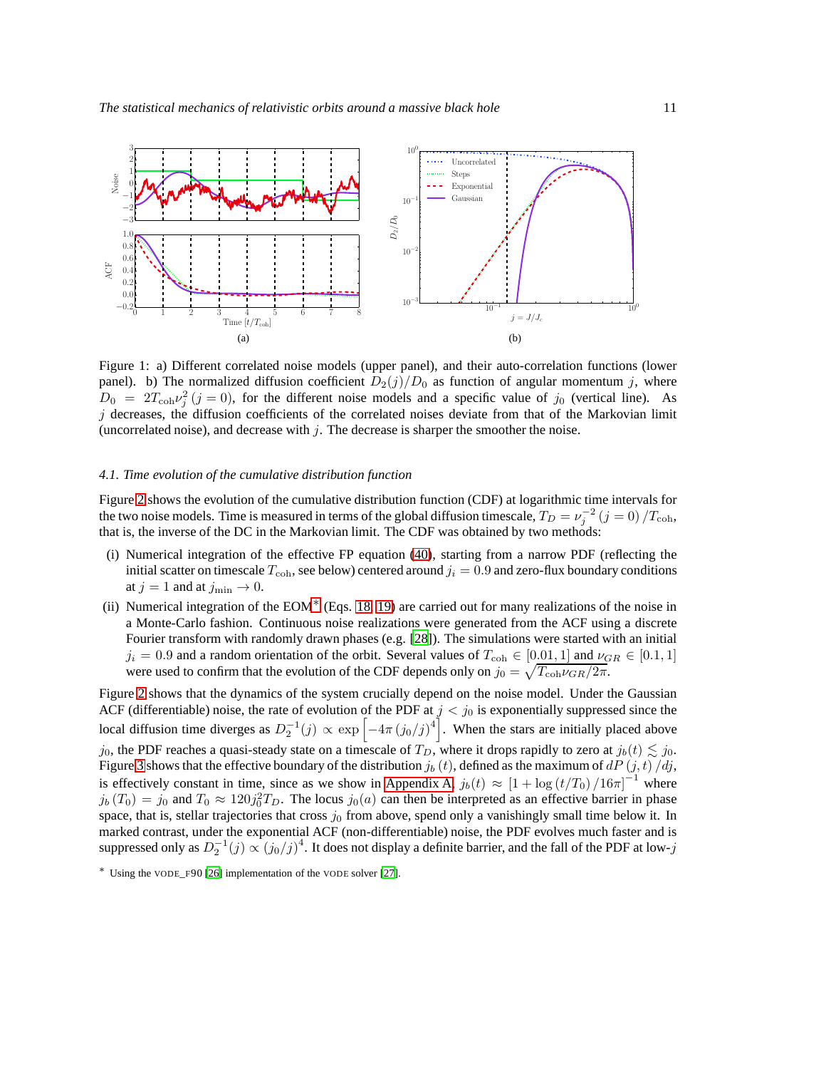Figure 1: a) Different correlated noise models (upper panel), and their auto-correlation functions (lower panel). b) The normalized diffusion coefficient $D_2(j)/D_0$ as function of angular momentum $j$, where $D_0 = 2T_{\rm coh}\nu_j^2(j=0)$, for the different noise models and a specific value of $j_0$ (vertical line). As $j$ decreases, the diffusion coefficients of the correlated noises deviate from that of the Markovian limit (uncorrelated noise), and decrease with $j$. The decrease is sharper the smoother the noise.

### *4.1. Time evolution of the cumulative distribution function*

Figure 2 shows the evolution of the cumulative distribution function (CDF) at logarithmic time intervals for the two noise models. Time is measured in terms of the global diffusion timescale, $T_D = \nu_j^{-2}(j=0)/T_{\rm coh}$, that is, the inverse of the DC in the Markovian limit. The CDF was obtained by two methods:

(i) Numerical integration of the effective FP equation (40), starting from a narrow PDF (reflecting the initial scatter on timescale $T_{\rm coh}$, see below) centered around $j_i = 0.9$ and zero-flux boundary conditions at $j = 1$ and at $j_{\min} \to 0$.

(ii) Numerical integration of the EOM* (Eqs. 18, 19) are carried out for many realizations of the noise in a Monte-Carlo fashion. Continuous noise realizations were generated from the ACF using a discrete Fourier transform with randomly drawn phases (e.g. [28]). The simulations were started with an initial $j_i = 0.9$ and a random orientation of the orbit. Several values of $T_{\rm coh} \in [0.01, 1]$ and $\nu_{GR} \in [0.1, 1]$ were used to confirm that the evolution of the CDF depends only on $j_0 = \sqrt{T_{\rm coh}\nu_{GR}/2\pi}$.

Figure 2 shows that the dynamics of the system crucially depend on the noise model. Under the Gaussian ACF (differentiable) noise, the rate of evolution of the PDF at $j < j_0$ is exponentially suppressed since the local diffusion time diverges as $D_2^{-1}(j) \propto \exp\left[-4\pi\,(j_0/j)^4\right]$. When the stars are initially placed above $j_0$, the PDF reaches a quasi-steady state on a timescale of $T_D$, where it drops rapidly to zero at $j_b(t) \lesssim j_0$. Figure 3 shows that the effective boundary of the distribution $j_b(t)$, defined as the maximum of $dP(j,t)/dj$, is effectively constant in time, since as we show in Appendix A, $j_b(t) \approx [1 + \log(t/T_0)/16\pi]^{-1}$ where $j_b(T_0) = j_0$ and $T_0 \approx 120 j_0^2 T_D$. The locus $j_0(a)$ can then be interpreted as an effective barrier in phase space, that is, stellar trajectories that cross $j_0$ from above, spend only a vanishingly small time below it. In marked contrast, under the exponential ACF (non-differentiable) noise, the PDF evolves much faster and is suppressed only as $D_2^{-1}(j) \propto (j_0/j)^4$. It does not display a definite barrier, and the fall of the PDF at low-$j$

* Using the VODE_F90 [26] implementation of the VODE solver [27].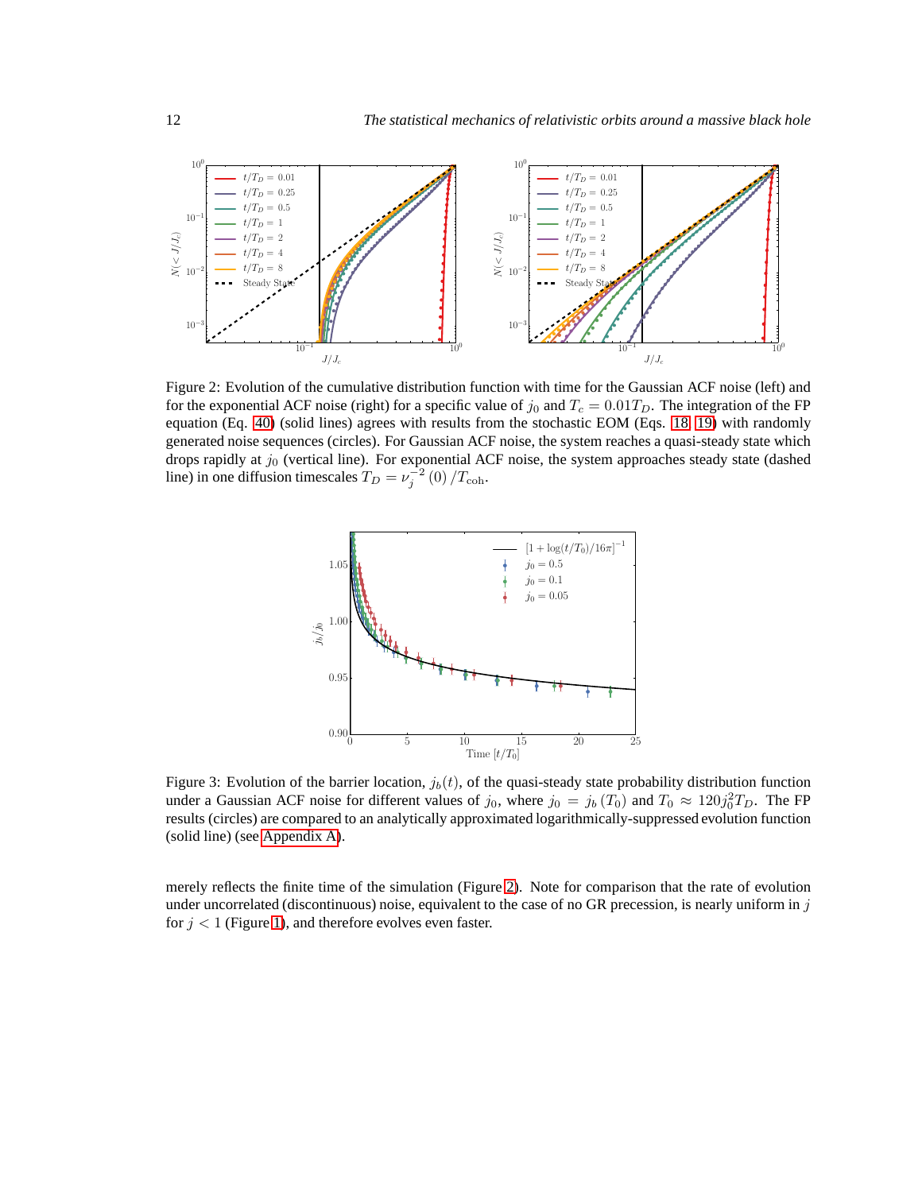Figure 2: Evolution of the cumulative distribution function with time for the Gaussian ACF noise (left) and for the exponential ACF noise (right) for a specific value of $j_0$ and $T_c = 0.01 T_D$. The integration of the FP equation (Eq. 40) (solid lines) agrees with results from the stochastic EOM (Eqs. 18, 19) with randomly generated noise sequences (circles). For Gaussian ACF noise, the system reaches a quasi-steady state which drops rapidly at $j_0$ (vertical line). For exponential ACF noise, the system approaches steady state (dashed line) in one diffusion timescales $T_D = \nu_j^{-2}(0)/T_{\mathrm{coh}}$.

Figure 3: Evolution of the barrier location, $j_b(t)$, of the quasi-steady state probability distribution function under a Gaussian ACF noise for different values of $j_0$, where $j_0 = j_b(T_0)$ and $T_0 \approx 120 j_0^2 T_D$. The FP results (circles) are compared to an analytically approximated logarithmically-suppressed evolution function (solid line) (see Appendix A).

merely reflects the finite time of the simulation (Figure 2). Note for comparison that the rate of evolution under uncorrelated (discontinuous) noise, equivalent to the case of no GR precession, is nearly uniform in $j$ for $j < 1$ (Figure 1), and therefore evolves even faster.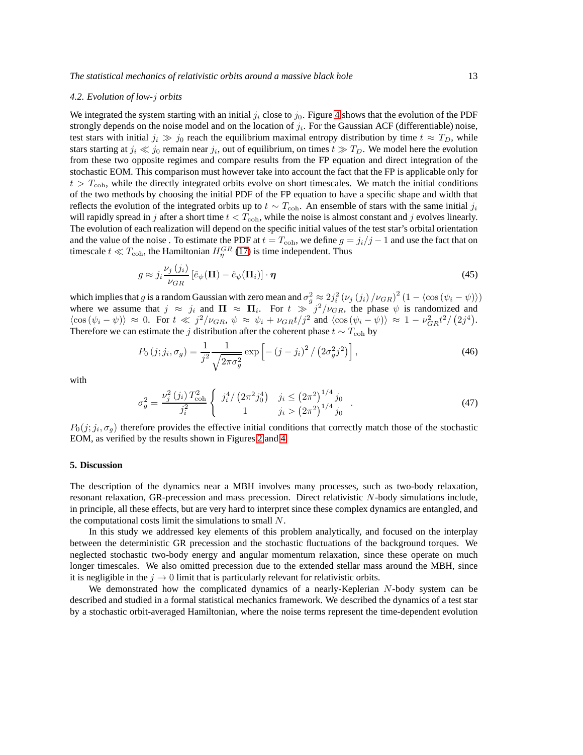### 4.2. Evolution of low-$j$ orbits

We integrated the system starting with an initial $j_i$ close to $j_0$. Figure 4 shows that the evolution of the PDF strongly depends on the noise model and on the location of $j_i$. For the Gaussian ACF (differentiable) noise, test stars with initial $j_i \gg j_0$ reach the equilibrium maximal entropy distribution by time $t \approx T_D$, while stars starting at $j_i \ll j_0$ remain near $j_i$, out of equilibrium, on times $t \gg T_D$. We model here the evolution from these two opposite regimes and compare results from the FP equation and direct integration of the stochastic EOM. This comparison must however take into account the fact that the FP is applicable only for $t > T_{\rm coh}$, while the directly integrated orbits evolve on short timescales. We match the initial conditions of the two methods by choosing the initial PDF of the FP equation to have a specific shape and width that reflects the evolution of the integrated orbits up to $t \sim T_{\rm coh}$. An ensemble of stars with the same initial $j_i$ will rapidly spread in $j$ after a short time $t < T_{\rm coh}$, while the noise is almost constant and $j$ evolves linearly. The evolution of each realization will depend on the specific initial values of the test star's orbital orientation and the value of the noise . To estimate the PDF at $t = T_{\rm coh}$, we define $g = j_i/j - 1$ and use the fact that on timescale $t \ll T_{\rm coh}$, the Hamiltonian $H_\eta^{GR}$ (17) is time independent. Thus

$$g \approx j_i \frac{\nu_j(j_i)}{\nu_{GR}} \left[\hat{e}_\psi(\mathbf{\Pi}) - \hat{e}_\psi(\mathbf{\Pi}_i)\right] \cdot \boldsymbol{\eta} \tag{45}$$

which implies that $g$ is a random Gaussian with zero mean and $\sigma_g^2 \approx 2j_i^2 \left(\nu_j(j_i)/\nu_{GR}\right)^2 \left(1 - \langle \cos(\psi_i - \psi)\rangle\right)$ where we assume that $j \approx j_i$ and $\mathbf{\Pi} \approx \mathbf{\Pi}_i$. For $t \gg j^2/\nu_{GR}$, the phase $\psi$ is randomized and $\langle \cos(\psi_i - \psi)\rangle \approx 0$. For $t \ll j^2/\nu_{GR}$, $\psi \approx \psi_i + \nu_{GR} t/j^2$ and $\langle \cos(\psi_i - \psi)\rangle \approx 1 - \nu_{GR}^2 t^2/\left(2j^4\right)$. Therefore we can estimate the $j$ distribution after the coherent phase $t \sim T_{\rm coh}$ by

$$P_0(j; j_i, \sigma_g) = \frac{1}{j^2} \frac{1}{\sqrt{2\pi\sigma_g^2}} \exp\left[-\left(j - j_i\right)^2 / \left(2\sigma_g^2 j^2\right)\right], \tag{46}$$

with

$$\sigma_g^2 = \frac{\nu_j^2(j_i)\, T_{\rm coh}^2}{j_i^2} \begin{cases} j_i^4/\left(2\pi^2 j_0^4\right) & j_i \le \left(2\pi^2\right)^{1/4} j_0 \\ 1 & j_i > \left(2\pi^2\right)^{1/4} j_0 \end{cases}. \tag{47}$$

$P_0(j; j_i, \sigma_g)$ therefore provides the effective initial conditions that correctly match those of the stochastic EOM, as verified by the results shown in Figures 2 and 4.

## 5. Discussion

The description of the dynamics near a MBH involves many processes, such as two-body relaxation, resonant relaxation, GR-precession and mass precession. Direct relativistic $N$-body simulations include, in principle, all these effects, but are very hard to interpret since these complex dynamics are entangled, and the computational costs limit the simulations to small $N$.

In this study we addressed key elements of this problem analytically, and focused on the interplay between the deterministic GR precession and the stochastic fluctuations of the background torques. We neglected stochastic two-body energy and angular momentum relaxation, since these operate on much longer timescales. We also omitted precession due to the extended stellar mass around the MBH, since it is negligible in the $j \to 0$ limit that is particularly relevant for relativistic orbits.

We demonstrated how the complicated dynamics of a nearly-Keplerian $N$-body system can be described and studied in a formal statistical mechanics framework. We described the dynamics of a test star by a stochastic orbit-averaged Hamiltonian, where the noise terms represent the time-dependent evolution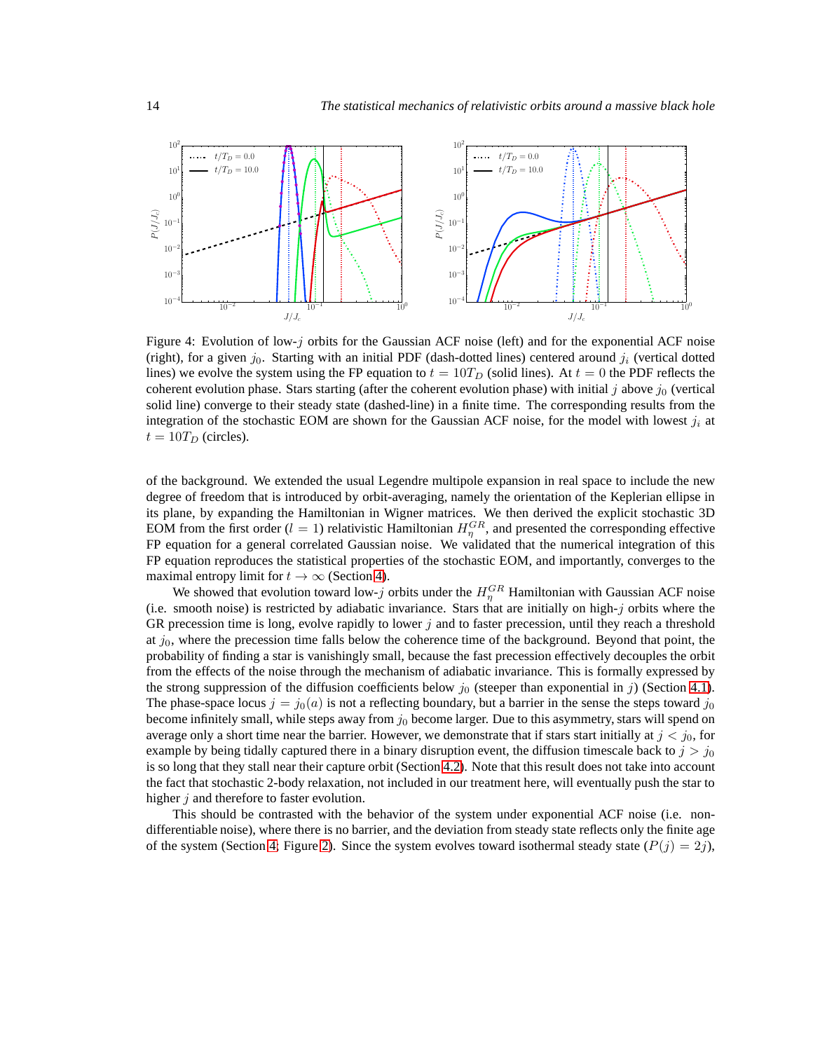Figure 4: Evolution of low-$j$ orbits for the Gaussian ACF noise (left) and for the exponential ACF noise (right), for a given $j_0$. Starting with an initial PDF (dash-dotted lines) centered around $j_i$ (vertical dotted lines) we evolve the system using the FP equation to $t = 10T_D$ (solid lines). At $t = 0$ the PDF reflects the coherent evolution phase. Stars starting (after the coherent evolution phase) with initial $j$ above $j_0$ (vertical solid line) converge to their steady state (dashed-line) in a finite time. The corresponding results from the integration of the stochastic EOM are shown for the Gaussian ACF noise, for the model with lowest $j_i$ at $t = 10T_D$ (circles).

of the background. We extended the usual Legendre multipole expansion in real space to include the new degree of freedom that is introduced by orbit-averaging, namely the orientation of the Keplerian ellipse in its plane, by expanding the Hamiltonian in Wigner matrices. We then derived the explicit stochastic 3D EOM from the first order ($l = 1$) relativistic Hamiltonian $H_\eta^{GR}$, and presented the corresponding effective FP equation for a general correlated Gaussian noise. We validated that the numerical integration of this FP equation reproduces the statistical properties of the stochastic EOM, and importantly, converges to the maximal entropy limit for $t \to \infty$ (Section 4).

We showed that evolution toward low-$j$ orbits under the $H_\eta^{GR}$ Hamiltonian with Gaussian ACF noise (i.e. smooth noise) is restricted by adiabatic invariance. Stars that are initially on high-$j$ orbits where the GR precession time is long, evolve rapidly to lower $j$ and to faster precession, until they reach a threshold at $j_0$, where the precession time falls below the coherence time of the background. Beyond that point, the probability of finding a star is vanishingly small, because the fast precession effectively decouples the orbit from the effects of the noise through the mechanism of adiabatic invariance. This is formally expressed by the strong suppression of the diffusion coefficients below $j_0$ (steeper than exponential in $j$) (Section 4.1). The phase-space locus $j = j_0(a)$ is not a reflecting boundary, but a barrier in the sense the steps toward $j_0$ become infinitely small, while steps away from $j_0$ become larger. Due to this asymmetry, stars will spend on average only a short time near the barrier. However, we demonstrate that if stars start initially at $j < j_0$, for example by being tidally captured there in a binary disruption event, the diffusion timescale back to $j > j_0$ is so long that they stall near their capture orbit (Section 4.2). Note that this result does not take into account the fact that stochastic 2-body relaxation, not included in our treatment here, will eventually push the star to higher $j$ and therefore to faster evolution.

This should be contrasted with the behavior of the system under exponential ACF noise (i.e. non-differentiable noise), where there is no barrier, and the deviation from steady state reflects only the finite age of the system (Section 4; Figure 2). Since the system evolves toward isothermal steady state ($P(j) = 2j$),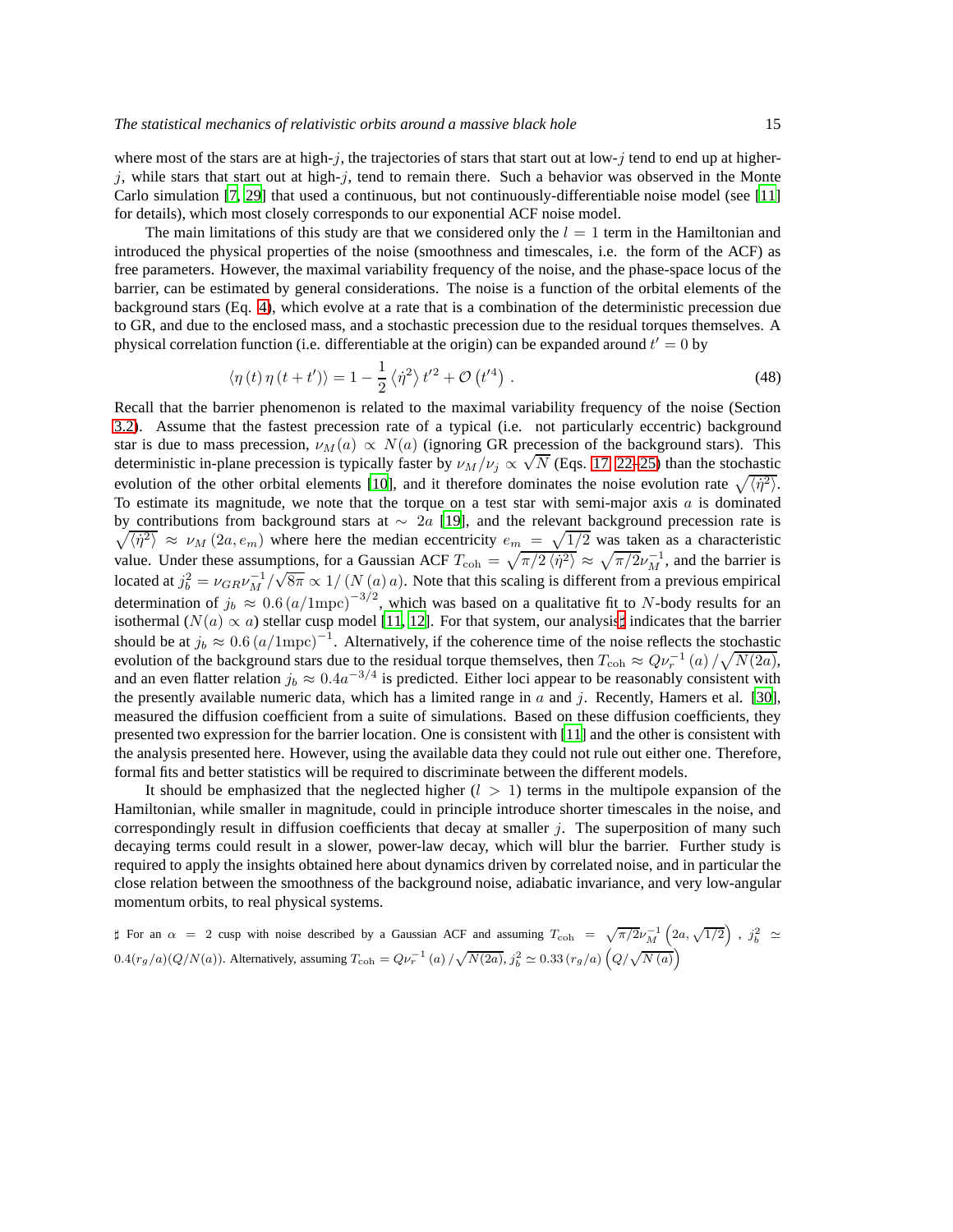where most of the stars are at high-$j$, the trajectories of stars that start out at low-$j$ tend to end up at higher-$j$, while stars that start out at high-$j$, tend to remain there. Such a behavior was observed in the Monte Carlo simulation [7, 29] that used a continuous, but not continuously-differentiable noise model (see [11] for details), which most closely corresponds to our exponential ACF noise model.

The main limitations of this study are that we considered only the $l = 1$ term in the Hamiltonian and introduced the physical properties of the noise (smoothness and timescales, i.e. the form of the ACF) as free parameters. However, the maximal variability frequency of the noise, and the phase-space locus of the barrier, can be estimated by general considerations. The noise is a function of the orbital elements of the background stars (Eq. 4), which evolve at a rate that is a combination of the deterministic precession due to GR, and due to the enclosed mass, and a stochastic precession due to the residual torques themselves. A physical correlation function (i.e. differentiable at the origin) can be expanded around $t' = 0$ by

$$\langle \eta\left(t\right) \eta\left(t+t'\right)\rangle = 1 - \frac{1}{2}\left\langle \dot{\eta}^{2}\right\rangle t'^{2} + \mathcal{O}\left(t'^{4}\right) . \tag{48}$$

Recall that the barrier phenomenon is related to the maximal variability frequency of the noise (Section 3.2). Assume that the fastest precession rate of a typical (i.e. not particularly eccentric) background star is due to mass precession, $\nu_{M}(a) \propto N(a)$ (ignoring GR precession of the background stars). This deterministic in-plane precession is typically faster by $\nu_{M}/\nu_{j} \propto \sqrt{N}$ (Eqs. 17, 22–25) than the stochastic evolution of the other orbital elements [10], and it therefore dominates the noise evolution rate $\sqrt{\langle \dot{\eta}^{2}\rangle}$. To estimate its magnitude, we note that the torque on a test star with semi-major axis $a$ is dominated by contributions from background stars at $\sim 2a$ [19], and the relevant background precession rate is $\sqrt{\langle \dot{\eta}^{2}\rangle} \approx \nu_{M}\left(2a, e_{m}\right)$ where here the median eccentricity $e_{m} = \sqrt{1/2}$ was taken as a characteristic value. Under these assumptions, for a Gaussian ACF $T_{\mathrm{coh}} = \sqrt{\pi/2\left\langle \dot{\eta}^{2}\right\rangle} \approx \sqrt{\pi/2}\nu_{M}^{-1}$, and the barrier is located at $j_{b}^{2} = \nu_{GR}\nu_{M}^{-1}/\sqrt{8\pi} \propto 1/\left(N\left(a\right)a\right)$. Note that this scaling is different from a previous empirical determination of $j_{b} \approx 0.6\left(a/1\mathrm{mpc}\right)^{-3/2}$, which was based on a qualitative fit to $N$-body results for an isothermal ($N(a) \propto a$) stellar cusp model [11, 12]. For that system, our analysis♯ indicates that the barrier should be at $j_{b} \approx 0.6\left(a/1\mathrm{mpc}\right)^{-1}$. Alternatively, if the coherence time of the noise reflects the stochastic evolution of the background stars due to the residual torque themselves, then $T_{\mathrm{coh}} \approx Q\nu_{r}^{-1}\left(a\right)/\sqrt{N(2a)}$, and an even flatter relation $j_{b} \approx 0.4a^{-3/4}$ is predicted. Either loci appear to be reasonably consistent with the presently available numeric data, which has a limited range in $a$ and $j$. Recently, Hamers et al. [30], measured the diffusion coefficient from a suite of simulations. Based on these diffusion coefficients, they presented two expression for the barrier location. One is consistent with [11] and the other is consistent with the analysis presented here. However, using the available data they could not rule out either one. Therefore, formal fits and better statistics will be required to discriminate between the different models.

It should be emphasized that the neglected higher ($l > 1$) terms in the multipole expansion of the Hamiltonian, while smaller in magnitude, could in principle introduce shorter timescales in the noise, and correspondingly result in diffusion coefficients that decay at smaller $j$. The superposition of many such decaying terms could result in a slower, power-law decay, which will blur the barrier. Further study is required to apply the insights obtained here about dynamics driven by correlated noise, and in particular the close relation between the smoothness of the background noise, adiabatic invariance, and very low-angular momentum orbits, to real physical systems.

♯ For an $\alpha = 2$ cusp with noise described by a Gaussian ACF and assuming $T_{\mathrm{coh}} = \sqrt{\pi/2}\nu_{M}^{-1}\left(2a, \sqrt{1/2}\right)$ , $j_{b}^{2} \simeq 0.4(r_{g}/a)(Q/N(a))$. Alternatively, assuming $T_{\mathrm{coh}} = Q\nu_{r}^{-1}\left(a\right)/\sqrt{N(2a)}$, $j_{b}^{2} \simeq 0.33\left(r_{g}/a\right)\left(Q/\sqrt{N\left(a\right)}\right)$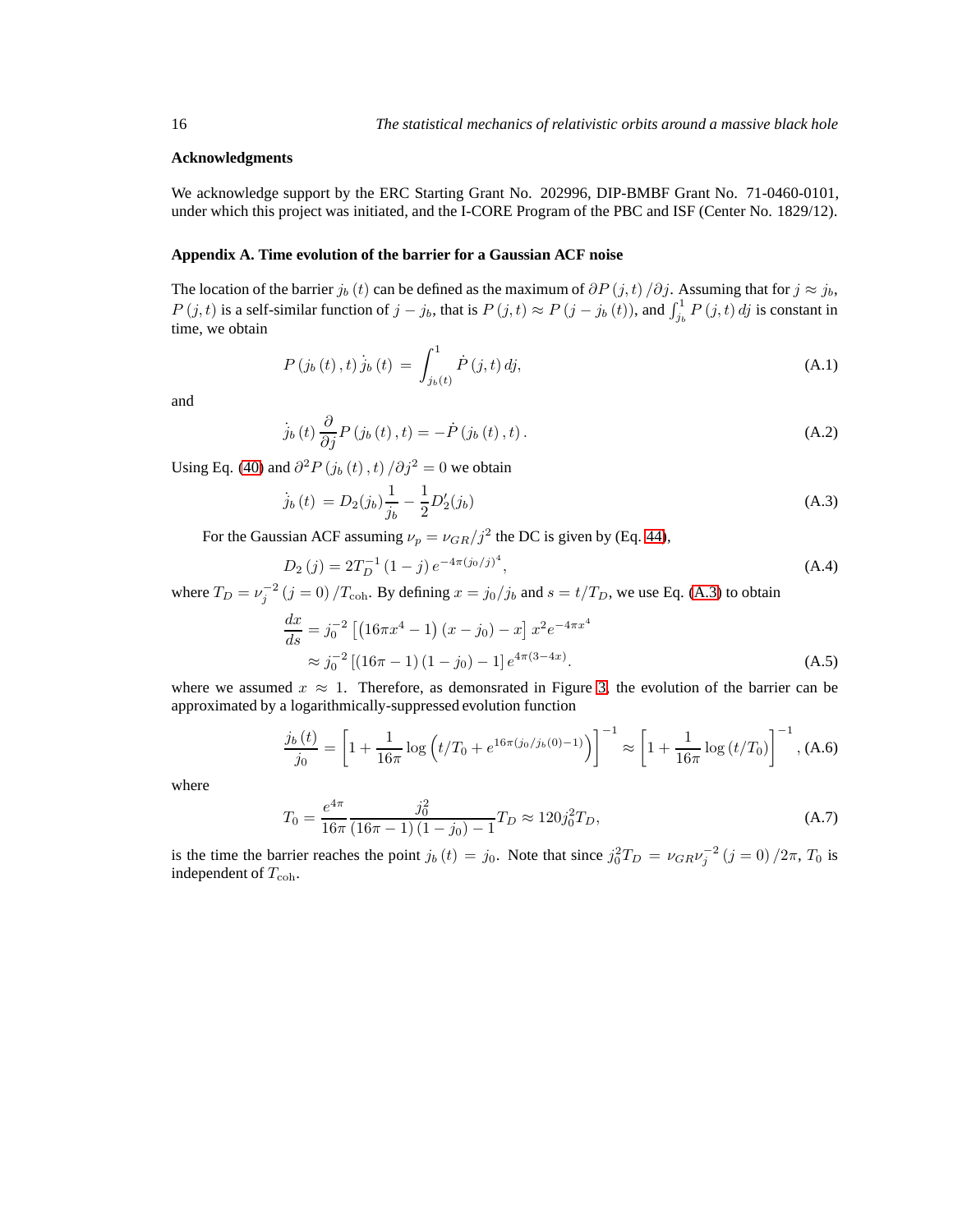## Acknowledgments

We acknowledge support by the ERC Starting Grant No. 202996, DIP-BMBF Grant No. 71-0460-0101, under which this project was initiated, and the I-CORE Program of the PBC and ISF (Center No. 1829/12).

## Appendix A. Time evolution of the barrier for a Gaussian ACF noise

The location of the barrier $j_b(t)$ can be defined as the maximum of $\partial P(j,t)/\partial j$. Assuming that for $j \approx j_b$, $P(j,t)$ is a self-similar function of $j - j_b$, that is $P(j,t) \approx P(j - j_b(t))$, and $\int_{j_b}^{1} P(j,t)\,dj$ is constant in time, we obtain

$$P(j_b(t),t)\,\dot{j}_b(t) = \int_{j_b(t)}^{1} \dot{P}(j,t)\,dj, \tag{A.1}$$

and

$$\dot{j}_b(t)\,\frac{\partial}{\partial j}P(j_b(t),t) = -\dot{P}(j_b(t),t). \tag{A.2}$$

Using Eq. (40) and $\partial^2 P(j_b(t),t)/\partial j^2 = 0$ we obtain

$$\dot{j}_b(t) = D_2(j_b)\frac{1}{j_b} - \frac{1}{2}D_2'(j_b) \tag{A.3}$$

For the Gaussian ACF assuming $\nu_p = \nu_{GR}/j^2$ the DC is given by (Eq. 44),

$$D_2(j) = 2T_D^{-1}(1-j)\,e^{-4\pi(j_0/j)^4}, \tag{A.4}$$

where $T_D = \nu_j^{-2}(j=0)/T_{\rm coh}$. By defining $x = j_0/j_b$ and $s = t/T_D$, we use Eq. (A.3) to obtain

$$\begin{aligned}\frac{dx}{ds} &= j_0^{-2}\left[\left(16\pi x^4 - 1\right)(x - j_0) - x\right]x^2 e^{-4\pi x^4} \\ &\approx j_0^{-2}\left[(16\pi - 1)(1 - j_0) - 1\right]e^{4\pi(3-4x)}.\end{aligned} \tag{A.5}$$

where we assumed $x \approx 1$. Therefore, as demonsrated in Figure 3, the evolution of the barrier can be approximated by a logarithmically-suppressed evolution function

$$\frac{j_b(t)}{j_0} = \left[1 + \frac{1}{16\pi}\log\left(t/T_0 + e^{16\pi(j_0/j_b(0)-1)}\right)\right]^{-1} \approx \left[1 + \frac{1}{16\pi}\log(t/T_0)\right]^{-1}, \tag{A.6}$$

where

$$T_0 = \frac{e^{4\pi}}{16\pi}\frac{j_0^2}{(16\pi - 1)(1 - j_0) - 1}T_D \approx 120 j_0^2 T_D, \tag{A.7}$$

is the time the barrier reaches the point $j_b(t) = j_0$. Note that since $j_0^2 T_D = \nu_{GR}\nu_j^{-2}(j=0)/2\pi$, $T_0$ is independent of $T_{\rm coh}$.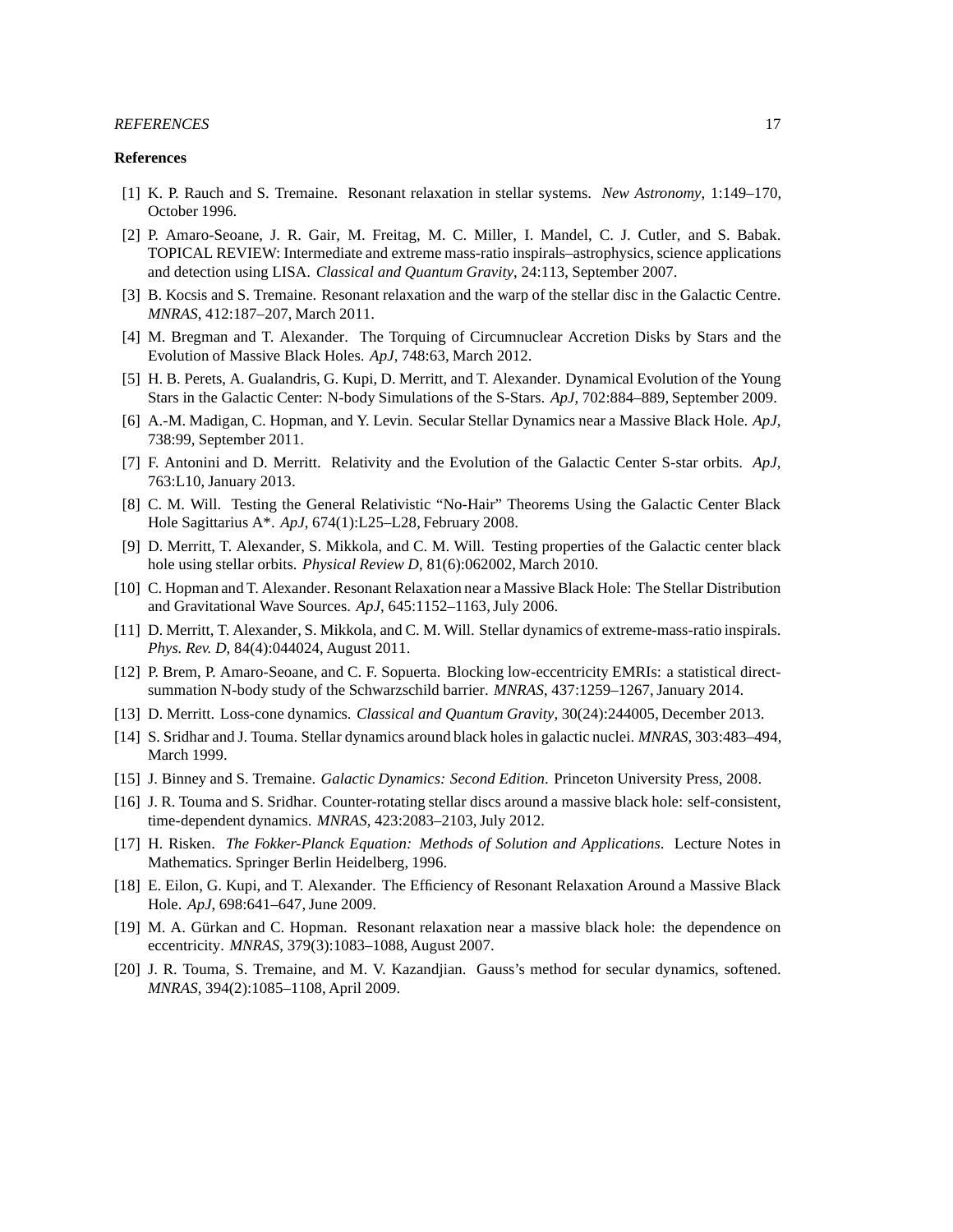## References

[1] K. P. Rauch and S. Tremaine. Resonant relaxation in stellar systems. *New Astronomy*, 1:149–170, October 1996.

[2] P. Amaro-Seoane, J. R. Gair, M. Freitag, M. C. Miller, I. Mandel, C. J. Cutler, and S. Babak. TOPICAL REVIEW: Intermediate and extreme mass-ratio inspirals–astrophysics, science applications and detection using LISA. *Classical and Quantum Gravity*, 24:113, September 2007.

[3] B. Kocsis and S. Tremaine. Resonant relaxation and the warp of the stellar disc in the Galactic Centre. *MNRAS*, 412:187–207, March 2011.

[4] M. Bregman and T. Alexander. The Torquing of Circumnuclear Accretion Disks by Stars and the Evolution of Massive Black Holes. *ApJ*, 748:63, March 2012.

[5] H. B. Perets, A. Gualandris, G. Kupi, D. Merritt, and T. Alexander. Dynamical Evolution of the Young Stars in the Galactic Center: N-body Simulations of the S-Stars. *ApJ*, 702:884–889, September 2009.

[6] A.-M. Madigan, C. Hopman, and Y. Levin. Secular Stellar Dynamics near a Massive Black Hole. *ApJ*, 738:99, September 2011.

[7] F. Antonini and D. Merritt. Relativity and the Evolution of the Galactic Center S-star orbits. *ApJ*, 763:L10, January 2013.

[8] C. M. Will. Testing the General Relativistic "No-Hair" Theorems Using the Galactic Center Black Hole Sagittarius A*. *ApJ*, 674(1):L25–L28, February 2008.

[9] D. Merritt, T. Alexander, S. Mikkola, and C. M. Will. Testing properties of the Galactic center black hole using stellar orbits. *Physical Review D*, 81(6):062002, March 2010.

[10] C. Hopman and T. Alexander. Resonant Relaxation near a Massive Black Hole: The Stellar Distribution and Gravitational Wave Sources. *ApJ*, 645:1152–1163, July 2006.

[11] D. Merritt, T. Alexander, S. Mikkola, and C. M. Will. Stellar dynamics of extreme-mass-ratio inspirals. *Phys. Rev. D*, 84(4):044024, August 2011.

[12] P. Brem, P. Amaro-Seoane, and C. F. Sopuerta. Blocking low-eccentricity EMRIs: a statistical direct-summation N-body study of the Schwarzschild barrier. *MNRAS*, 437:1259–1267, January 2014.

[13] D. Merritt. Loss-cone dynamics. *Classical and Quantum Gravity*, 30(24):244005, December 2013.

[14] S. Sridhar and J. Touma. Stellar dynamics around black holes in galactic nuclei. *MNRAS*, 303:483–494, March 1999.

[15] J. Binney and S. Tremaine. *Galactic Dynamics: Second Edition*. Princeton University Press, 2008.

[16] J. R. Touma and S. Sridhar. Counter-rotating stellar discs around a massive black hole: self-consistent, time-dependent dynamics. *MNRAS*, 423:2083–2103, July 2012.

[17] H. Risken. *The Fokker-Planck Equation: Methods of Solution and Applications*. Lecture Notes in Mathematics. Springer Berlin Heidelberg, 1996.

[18] E. Eilon, G. Kupi, and T. Alexander. The Efficiency of Resonant Relaxation Around a Massive Black Hole. *ApJ*, 698:641–647, June 2009.

[19] M. A. Gürkan and C. Hopman. Resonant relaxation near a massive black hole: the dependence on eccentricity. *MNRAS*, 379(3):1083–1088, August 2007.

[20] J. R. Touma, S. Tremaine, and M. V. Kazandjian. Gauss's method for secular dynamics, softened. *MNRAS*, 394(2):1085–1108, April 2009.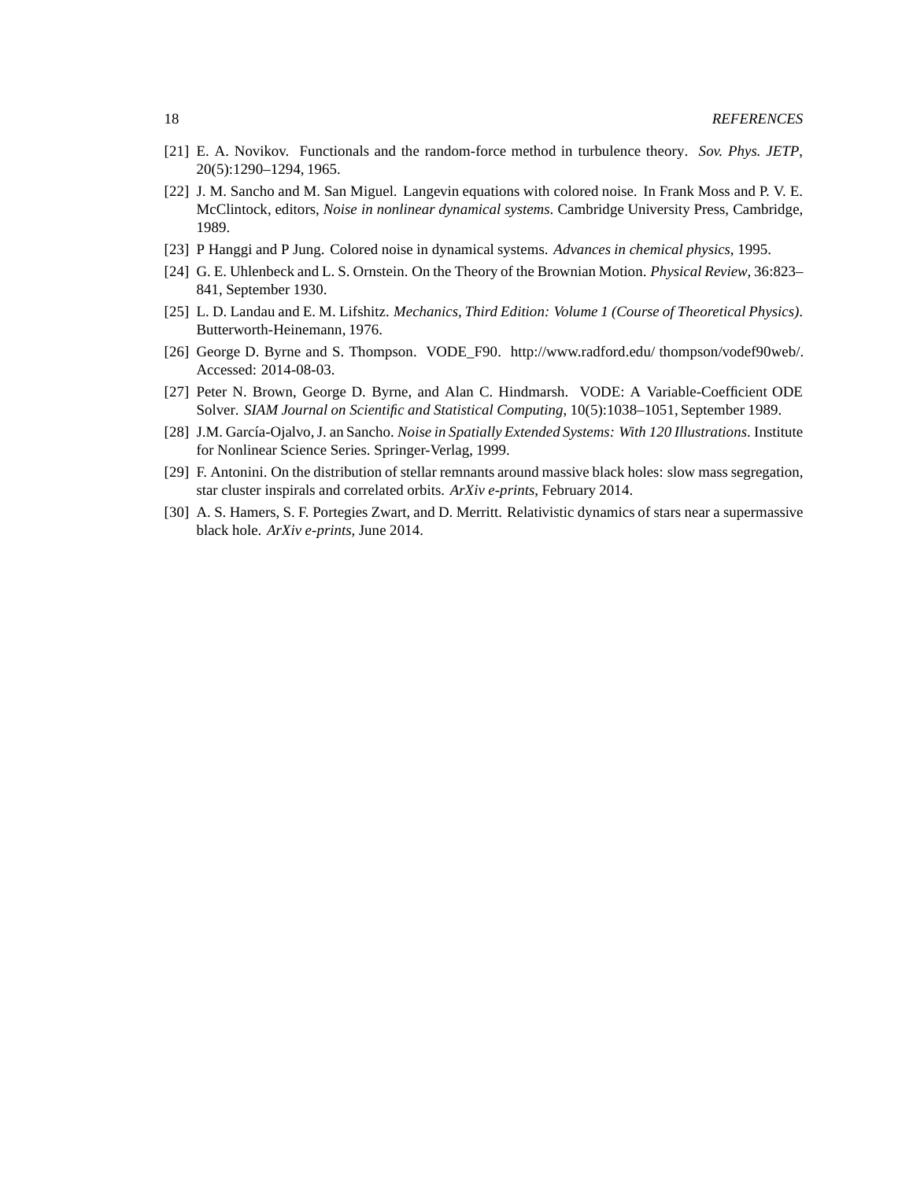[21] E. A. Novikov. Functionals and the random-force method in turbulence theory. *Sov. Phys. JETP*, 20(5):1290–1294, 1965.

[22] J. M. Sancho and M. San Miguel. Langevin equations with colored noise. In Frank Moss and P. V. E. McClintock, editors, *Noise in nonlinear dynamical systems*. Cambridge University Press, Cambridge, 1989.

[23] P Hanggi and P Jung. Colored noise in dynamical systems. *Advances in chemical physics*, 1995.

[24] G. E. Uhlenbeck and L. S. Ornstein. On the Theory of the Brownian Motion. *Physical Review*, 36:823–841, September 1930.

[25] L. D. Landau and E. M. Lifshitz. *Mechanics, Third Edition: Volume 1 (Course of Theoretical Physics)*. Butterworth-Heinemann, 1976.

[26] George D. Byrne and S. Thompson. VODE_F90. http://www.radford.edu/ thompson/vodef90web/. Accessed: 2014-08-03.

[27] Peter N. Brown, George D. Byrne, and Alan C. Hindmarsh. VODE: A Variable-Coefficient ODE Solver. *SIAM Journal on Scientific and Statistical Computing*, 10(5):1038–1051, September 1989.

[28] J.M. García-Ojalvo, J. an Sancho. *Noise in Spatially Extended Systems: With 120 Illustrations*. Institute for Nonlinear Science Series. Springer-Verlag, 1999.

[29] F. Antonini. On the distribution of stellar remnants around massive black holes: slow mass segregation, star cluster inspirals and correlated orbits. *ArXiv e-prints*, February 2014.

[30] A. S. Hamers, S. F. Portegies Zwart, and D. Merritt. Relativistic dynamics of stars near a supermassive black hole. *ArXiv e-prints*, June 2014.